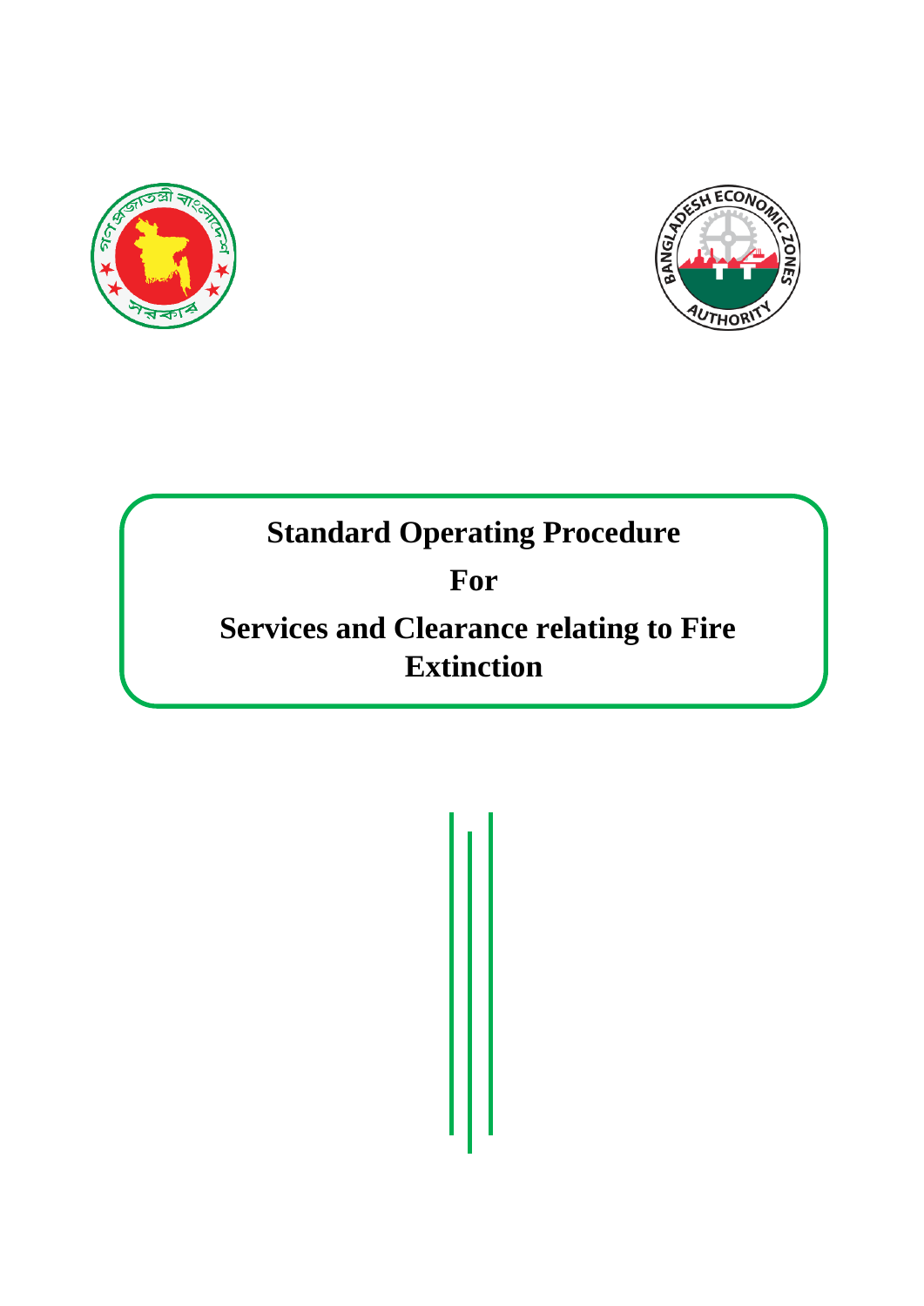# Standard Operating Procedure

# For

# Services and Clearance relating to Fire Extinction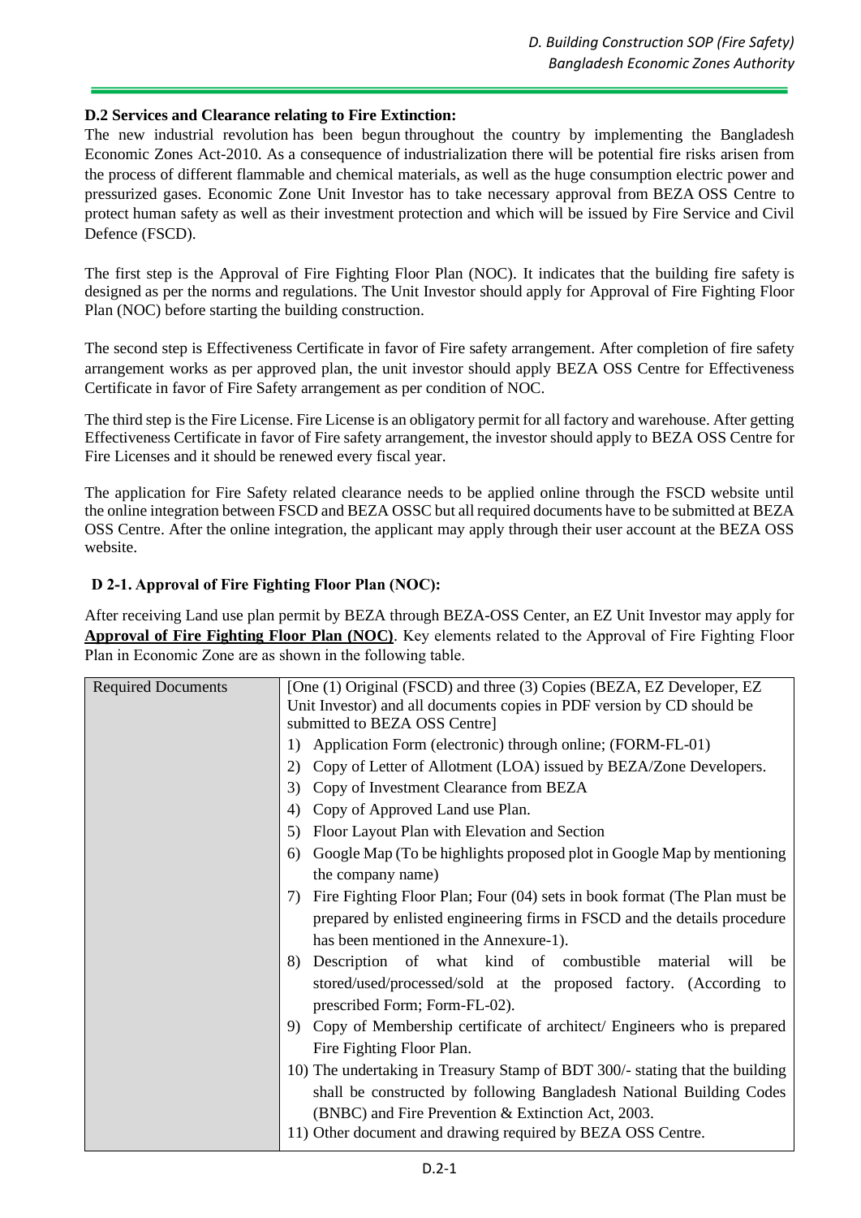### D.2 Services and Clearance relating to Fire Extinction:

The new industrial revolution has been begun throughout the country by implementing the Bangladesh Economic Zones Act-2010. As a consequence of industrialization there will be potential fire risks arisen from the process of different flammable and chemical materials, as well as the huge consumption electric power and pressurized gases. Economic Zone Unit Investor has to take necessary approval from BEZA OSS Centre to protect human safety as well as their investment protection and which will be issued by Fire Service and Civil Defence (FSCD).

The first step is the Approval of Fire Fighting Floor Plan (NOC). It indicates that the building fire safety is designed as per the norms and regulations. The Unit Investor should apply for Approval of Fire Fighting Floor Plan (NOC) before starting the building construction.

The second step is Effectiveness Certificate in favor of Fire safety arrangement. After completion of fire safety arrangement works as per approved plan, the unit investor should apply BEZA OSS Centre for Effectiveness Certificate in favor of Fire Safety arrangement as per condition of NOC.

The third step is the Fire License. Fire License is an obligatory permit for all factory and warehouse. After getting Effectiveness Certificate in favor of Fire safety arrangement, the investor should apply to BEZA OSS Centre for Fire Licenses and it should be renewed every fiscal year.

The application for Fire Safety related clearance needs to be applied online through the FSCD website until the online integration between FSCD and BEZA OSSC but all required documents have to be submitted at BEZA OSS Centre. After the online integration, the applicant may apply through their user account at the BEZA OSS website.

#### D 2-1. Approval of Fire Fighting Floor Plan (NOC):

After receiving Land use plan permit by BEZA through BEZA-OSS Center, an EZ Unit Investor may apply for **Approval of Fire Fighting Floor Plan (NOC)**. Key elements related to the Approval of Fire Fighting Floor Plan in Economic Zone are as shown in the following table.

| | |
|---|---|
| Required Documents | [One (1) Original (FSCD) and three (3) Copies (BEZA, EZ Developer, EZ Unit Investor) and all documents copies in PDF version by CD should be submitted to BEZA OSS Centre]<br>1) Application Form (electronic) through online; (FORM-FL-01)<br>2) Copy of Letter of Allotment (LOA) issued by BEZA/Zone Developers.<br>3) Copy of Investment Clearance from BEZA<br>4) Copy of Approved Land use Plan.<br>5) Floor Layout Plan with Elevation and Section<br>6) Google Map (To be highlights proposed plot in Google Map by mentioning the company name)<br>7) Fire Fighting Floor Plan; Four (04) sets in book format (The Plan must be prepared by enlisted engineering firms in FSCD and the details procedure has been mentioned in the Annexure-1).<br>8) Description of what kind of combustible material will be stored/used/processed/sold at the proposed factory. (According to prescribed Form; Form-FL-02).<br>9) Copy of Membership certificate of architect/ Engineers who is prepared Fire Fighting Floor Plan.<br>10) The undertaking in Treasury Stamp of BDT 300/- stating that the building shall be constructed by following Bangladesh National Building Codes (BNBC) and Fire Prevention & Extinction Act, 2003.<br>11) Other document and drawing required by BEZA OSS Centre. |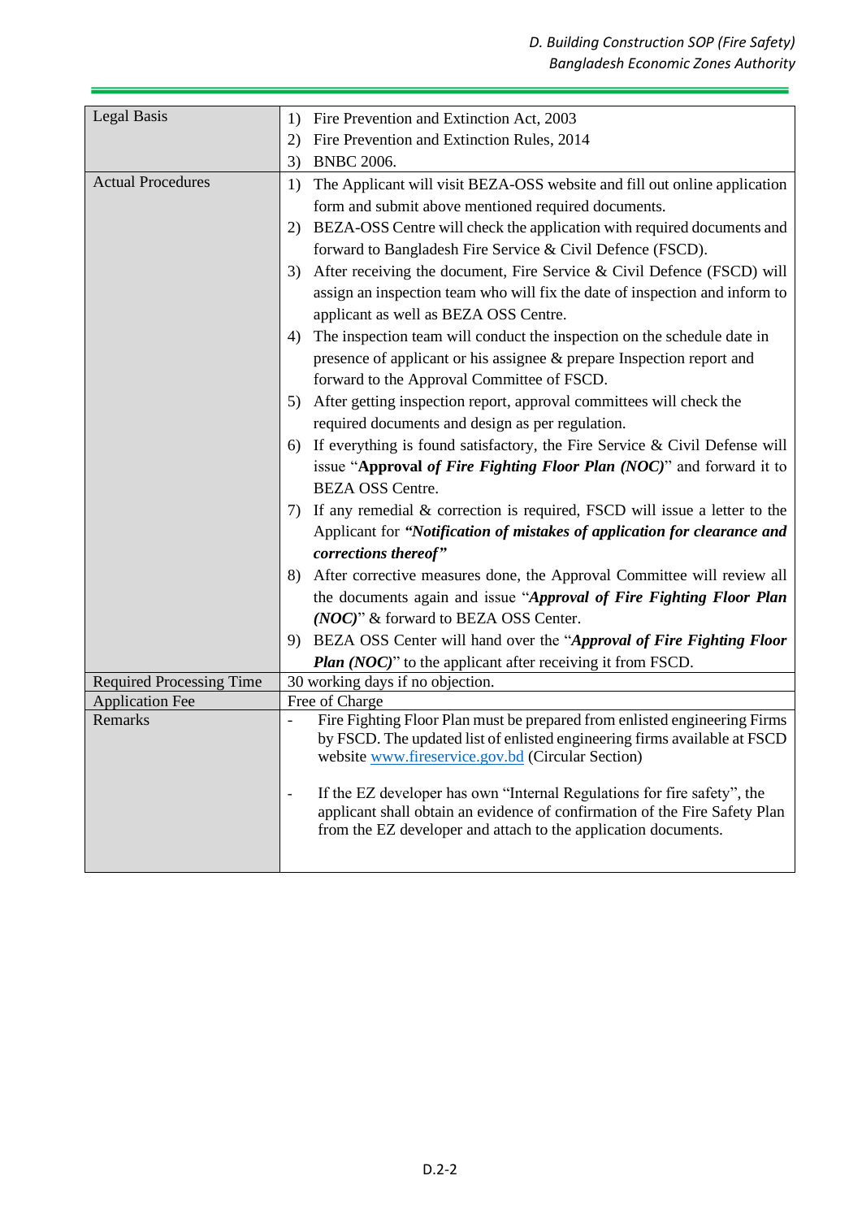| Legal Basis | 1) Fire Prevention and Extinction Act, 2003<br>2) Fire Prevention and Extinction Rules, 2014<br>3) BNBC 2006. |
|---|---|
| Actual Procedures | 1) The Applicant will visit BEZA-OSS website and fill out online application form and submit above mentioned required documents.<br>2) BEZA-OSS Centre will check the application with required documents and forward to Bangladesh Fire Service & Civil Defence (FSCD).<br>3) After receiving the document, Fire Service & Civil Defence (FSCD) will assign an inspection team who will fix the date of inspection and inform to applicant as well as BEZA OSS Centre.<br>4) The inspection team will conduct the inspection on the schedule date in presence of applicant or his assignee & prepare Inspection report and forward to the Approval Committee of FSCD.<br>5) After getting inspection report, approval committees will check the required documents and design as per regulation.<br>6) If everything is found satisfactory, the Fire Service & Civil Defense will issue "**Approval *of Fire Fighting Floor Plan (NOC)*** " and forward it to BEZA OSS Centre.<br>7) If any remedial & correction is required, FSCD will issue a letter to the Applicant for ***"Notification of mistakes of application for clearance and corrections thereof"***<br>8) After corrective measures done, the Approval Committee will review all the documents again and issue "***Approval of Fire Fighting Floor Plan (NOC)***" & forward to BEZA OSS Center.<br>9) BEZA OSS Center will hand over the "***Approval of Fire Fighting Floor Plan (NOC)***" to the applicant after receiving it from FSCD. |
| Required Processing Time | 30 working days if no objection. |
| Application Fee | Free of Charge |
| Remarks | - Fire Fighting Floor Plan must be prepared from enlisted engineering Firms by FSCD. The updated list of enlisted engineering firms available at FSCD website www.fireservice.gov.bd (Circular Section)<br><br>- If the EZ developer has own "Internal Regulations for fire safety", the applicant shall obtain an evidence of confirmation of the Fire Safety Plan from the EZ developer and attach to the application documents. |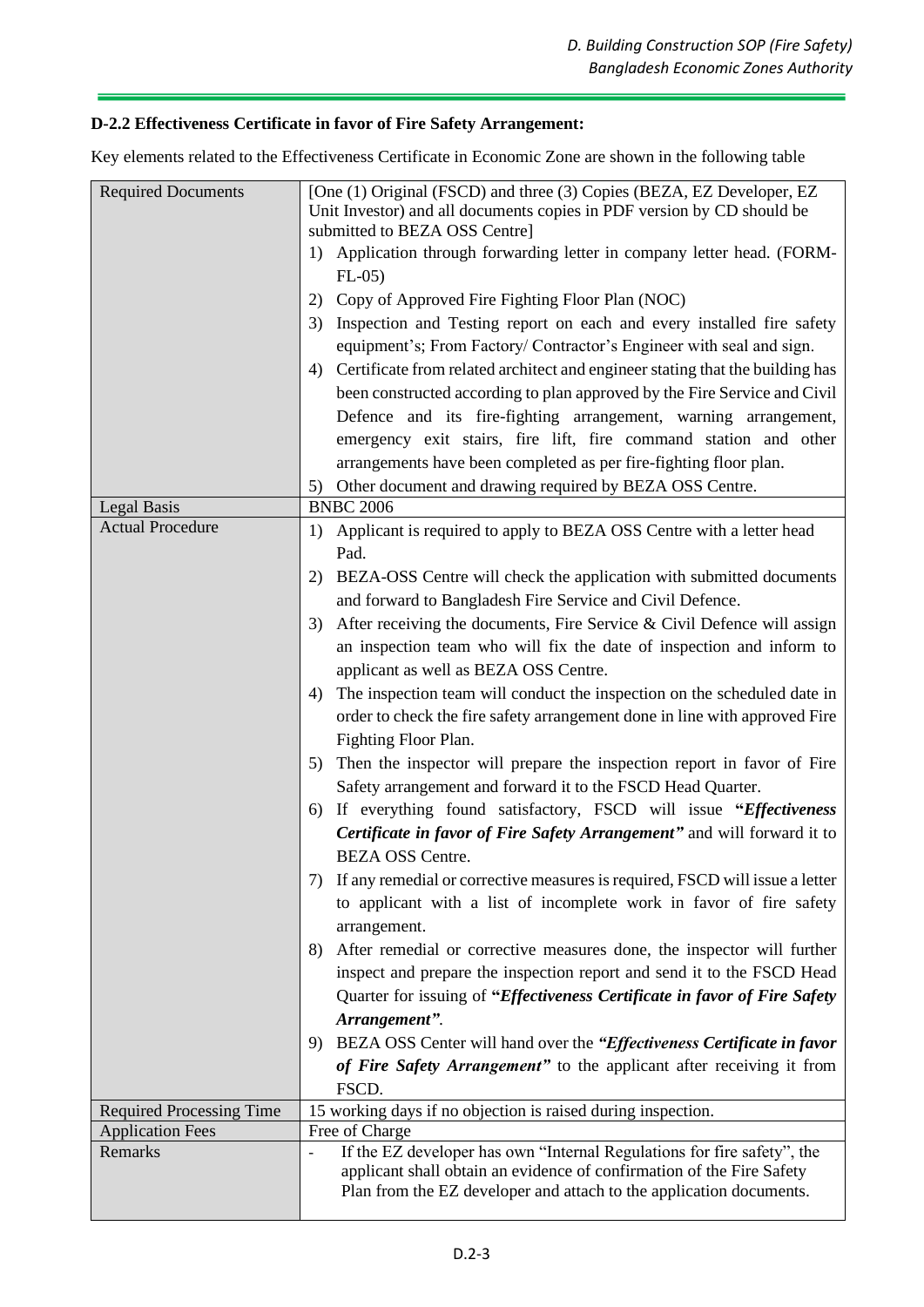### D-2.2 Effectiveness Certificate in favor of Fire Safety Arrangement:

Key elements related to the Effectiveness Certificate in Economic Zone are shown in the following table

| | |
|---|---|
| Required Documents | [One (1) Original (FSCD) and three (3) Copies (BEZA, EZ Developer, EZ Unit Investor) and all documents copies in PDF version by CD should be submitted to BEZA OSS Centre]<br>1) Application through forwarding letter in company letter head. (FORM-FL-05)<br>2) Copy of Approved Fire Fighting Floor Plan (NOC)<br>3) Inspection and Testing report on each and every installed fire safety equipment's; From Factory/ Contractor's Engineer with seal and sign.<br>4) Certificate from related architect and engineer stating that the building has been constructed according to plan approved by the Fire Service and Civil Defence and its fire-fighting arrangement, warning arrangement, emergency exit stairs, fire lift, fire command station and other arrangements have been completed as per fire-fighting floor plan.<br>5) Other document and drawing required by BEZA OSS Centre. |
| Legal Basis | BNBC 2006 |
| Actual Procedure | 1) Applicant is required to apply to BEZA OSS Centre with a letter head Pad.<br>2) BEZA-OSS Centre will check the application with submitted documents and forward to Bangladesh Fire Service and Civil Defence.<br>3) After receiving the documents, Fire Service & Civil Defence will assign an inspection team who will fix the date of inspection and inform to applicant as well as BEZA OSS Centre.<br>4) The inspection team will conduct the inspection on the scheduled date in order to check the fire safety arrangement done in line with approved Fire Fighting Floor Plan.<br>5) Then the inspector will prepare the inspection report in favor of Fire Safety arrangement and forward it to the FSCD Head Quarter.<br>6) If everything found satisfactory, FSCD will issue **"*Effectiveness Certificate in favor of Fire Safety Arrangement*"** and will forward it to BEZA OSS Centre.<br>7) If any remedial or corrective measures is required, FSCD will issue a letter to applicant with a list of incomplete work in favor of fire safety arrangement.<br>8) After remedial or corrective measures done, the inspector will further inspect and prepare the inspection report and send it to the FSCD Head Quarter for issuing of **"*Effectiveness Certificate in favor of Fire Safety Arrangement*"**.<br>9) BEZA OSS Center will hand over the ***"Effectiveness Certificate in favor of Fire Safety Arrangement"*** to the applicant after receiving it from FSCD. |
| Required Processing Time | 15 working days if no objection is raised during inspection. |
| Application Fees | Free of Charge |
| Remarks | - If the EZ developer has own "Internal Regulations for fire safety", the applicant shall obtain an evidence of confirmation of the Fire Safety Plan from the EZ developer and attach to the application documents. |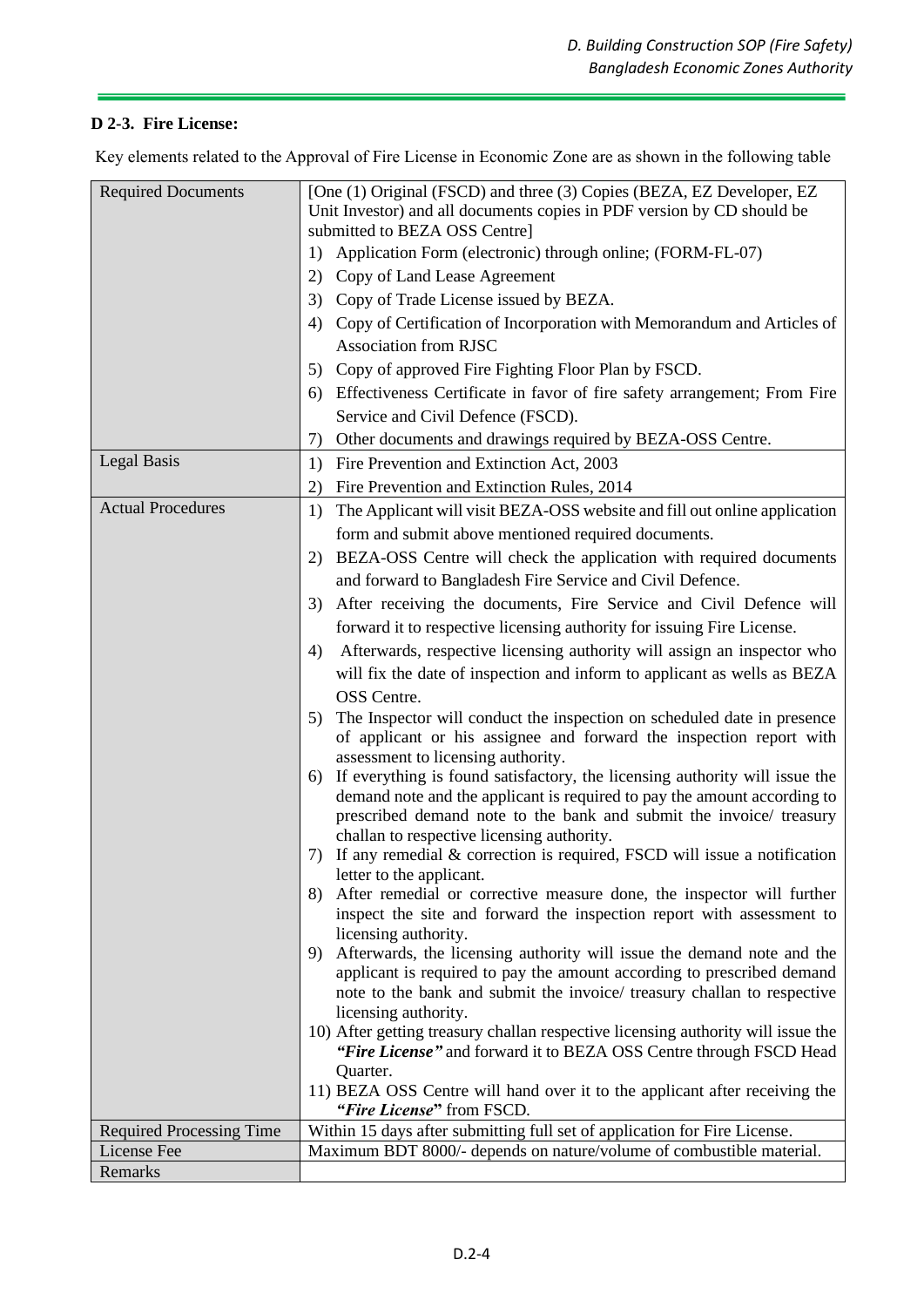**D 2-3. Fire License:**

Key elements related to the Approval of Fire License in Economic Zone are as shown in the following table

| Required Documents | [One (1) Original (FSCD) and three (3) Copies (BEZA, EZ Developer, EZ Unit Investor) and all documents copies in PDF version by CD should be submitted to BEZA OSS Centre]<br>1) Application Form (electronic) through online; (FORM-FL-07)<br>2) Copy of Land Lease Agreement<br>3) Copy of Trade License issued by BEZA.<br>4) Copy of Certification of Incorporation with Memorandum and Articles of Association from RJSC<br>5) Copy of approved Fire Fighting Floor Plan by FSCD.<br>6) Effectiveness Certificate in favor of fire safety arrangement; From Fire Service and Civil Defence (FSCD).<br>7) Other documents and drawings required by BEZA-OSS Centre. |
|---|---|
| Legal Basis | 1) Fire Prevention and Extinction Act, 2003<br>2) Fire Prevention and Extinction Rules, 2014 |
| Actual Procedures | 1) The Applicant will visit BEZA-OSS website and fill out online application form and submit above mentioned required documents.<br>2) BEZA-OSS Centre will check the application with required documents and forward to Bangladesh Fire Service and Civil Defence.<br>3) After receiving the documents, Fire Service and Civil Defence will forward it to respective licensing authority for issuing Fire License.<br>4) Afterwards, respective licensing authority will assign an inspector who will fix the date of inspection and inform to applicant as wells as BEZA OSS Centre.<br>5) The Inspector will conduct the inspection on scheduled date in presence of applicant or his assignee and forward the inspection report with assessment to licensing authority.<br>6) If everything is found satisfactory, the licensing authority will issue the demand note and the applicant is required to pay the amount according to prescribed demand note to the bank and submit the invoice/ treasury challan to respective licensing authority.<br>7) If any remedial & correction is required, FSCD will issue a notification letter to the applicant.<br>8) After remedial or corrective measure done, the inspector will further inspect the site and forward the inspection report with assessment to licensing authority.<br>9) Afterwards, the licensing authority will issue the demand note and the applicant is required to pay the amount according to prescribed demand note to the bank and submit the invoice/ treasury challan to respective licensing authority.<br>10) After getting treasury challan respective licensing authority will issue the ***"Fire License"*** and forward it to BEZA OSS Centre through FSCD Head Quarter.<br>11) BEZA OSS Centre will hand over it to the applicant after receiving the ***"Fire License"*** from FSCD. |
| Required Processing Time | Within 15 days after submitting full set of application for Fire License. |
| License Fee | Maximum BDT 8000/- depends on nature/volume of combustible material. |
| Remarks | |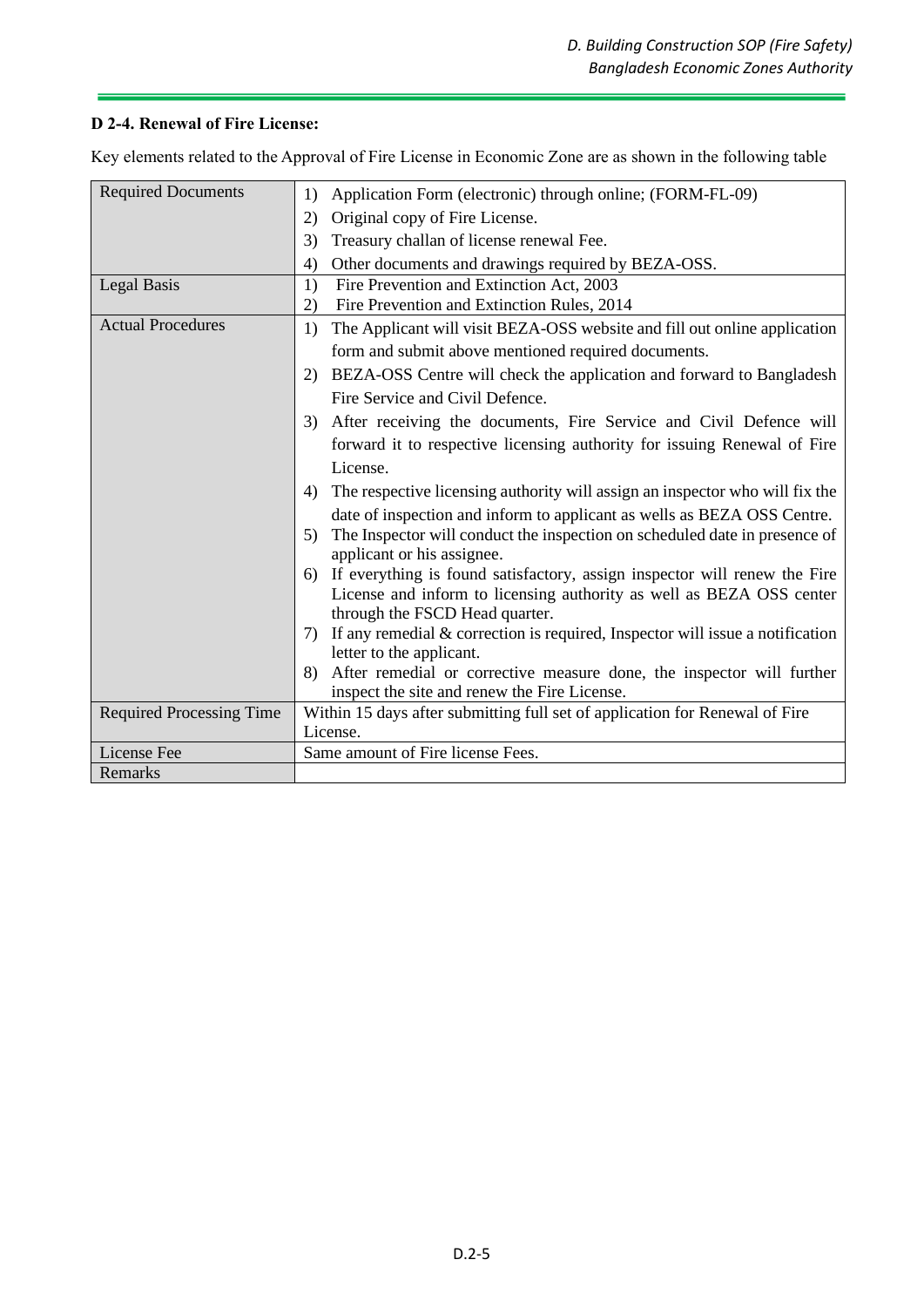### D 2-4. Renewal of Fire License:

Key elements related to the Approval of Fire License in Economic Zone are as shown in the following table

| | |
|---|---|
| Required Documents | 1) Application Form (electronic) through online; (FORM-FL-09)<br>2) Original copy of Fire License.<br>3) Treasury challan of license renewal Fee.<br>4) Other documents and drawings required by BEZA-OSS. |
| Legal Basis | 1) Fire Prevention and Extinction Act, 2003<br>2) Fire Prevention and Extinction Rules, 2014 |
| Actual Procedures | 1) The Applicant will visit BEZA-OSS website and fill out online application form and submit above mentioned required documents.<br>2) BEZA-OSS Centre will check the application and forward to Bangladesh Fire Service and Civil Defence.<br>3) After receiving the documents, Fire Service and Civil Defence will forward it to respective licensing authority for issuing Renewal of Fire License.<br>4) The respective licensing authority will assign an inspector who will fix the date of inspection and inform to applicant as wells as BEZA OSS Centre.<br>5) The Inspector will conduct the inspection on scheduled date in presence of applicant or his assignee.<br>6) If everything is found satisfactory, assign inspector will renew the Fire License and inform to licensing authority as well as BEZA OSS center through the FSCD Head quarter.<br>7) If any remedial & correction is required, Inspector will issue a notification letter to the applicant.<br>8) After remedial or corrective measure done, the inspector will further inspect the site and renew the Fire License. |
| Required Processing Time | Within 15 days after submitting full set of application for Renewal of Fire License. |
| License Fee | Same amount of Fire license Fees. |
| Remarks | |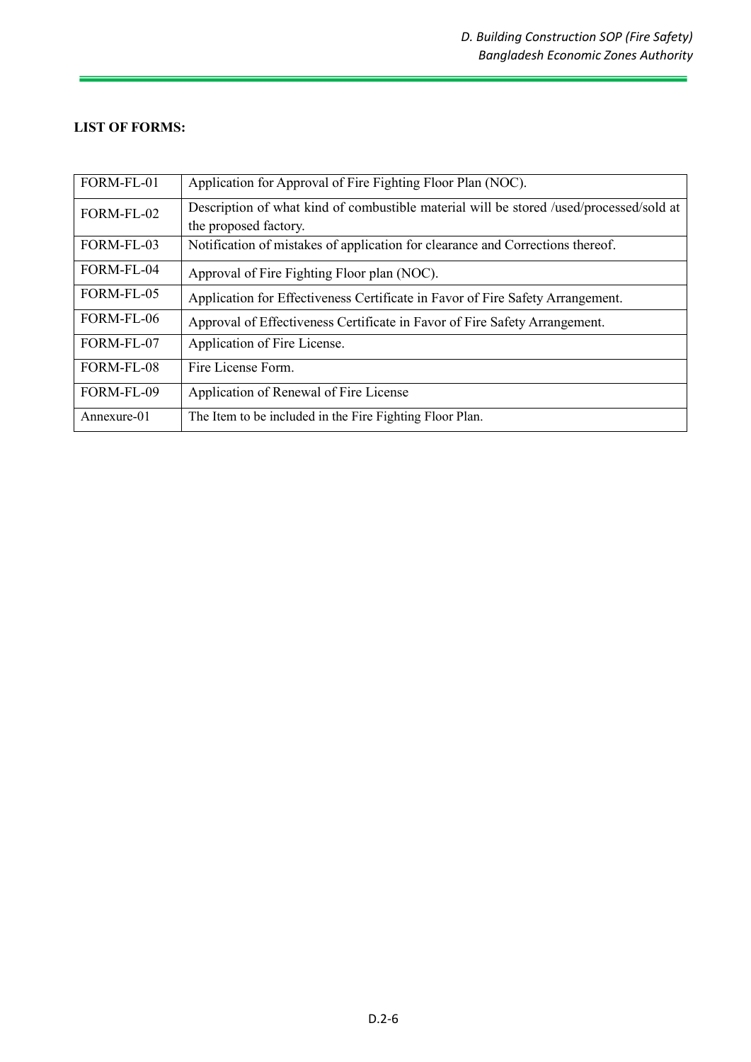**LIST OF FORMS:**

| | |
|---|---|
| FORM-FL-01 | Application for Approval of Fire Fighting Floor Plan (NOC). |
| FORM-FL-02 | Description of what kind of combustible material will be stored /used/processed/sold at the proposed factory. |
| FORM-FL-03 | Notification of mistakes of application for clearance and Corrections thereof. |
| FORM-FL-04 | Approval of Fire Fighting Floor plan (NOC). |
| FORM-FL-05 | Application for Effectiveness Certificate in Favor of Fire Safety Arrangement. |
| FORM-FL-06 | Approval of Effectiveness Certificate in Favor of Fire Safety Arrangement. |
| FORM-FL-07 | Application of Fire License. |
| FORM-FL-08 | Fire License Form. |
| FORM-FL-09 | Application of Renewal of Fire License |
| Annexure-01 | The Item to be included in the Fire Fighting Floor Plan. |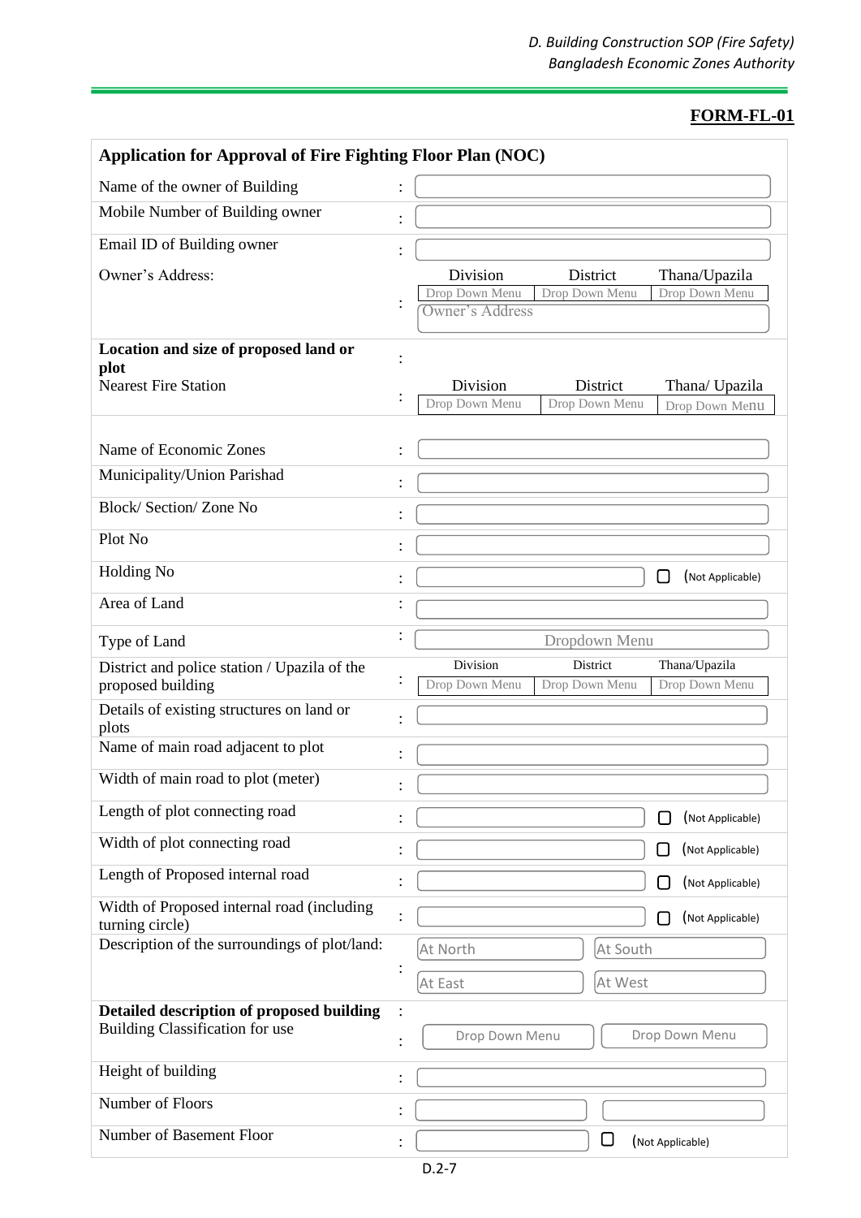**FORM-FL-01**

| Application for Approval of Fire Fighting Floor Plan (NOC) | | |
|---|---|---|
| Name of the owner of Building | : | |
| Mobile Number of Building owner | : | |
| Email ID of Building owner | : | |
| Owner's Address: | : | Division: Drop Down Menu; District: Drop Down Menu; Thana/Upazila: Drop Down Menu; Owner's Address |
| **Location and size of proposed land or plot** | : | |
| Nearest Fire Station | : | Division: Drop Down Menu; District: Drop Down Menu; Thana/ Upazila: Drop Down Menu |
| Name of Economic Zones | : | |
| Municipality/Union Parishad | : | |
| Block/ Section/ Zone No | : | |
| Plot No | : | |
| Holding No | : | ☐ (Not Applicable) |
| Area of Land | : | |
| Type of Land | : | Dropdown Menu |
| District and police station / Upazila of the proposed building | : | Division: Drop Down Menu; District: Drop Down Menu; Thana/Upazila: Drop Down Menu |
| Details of existing structures on land or plots | : | |
| Name of main road adjacent to plot | : | |
| Width of main road to plot (meter) | : | |
| Length of plot connecting road | : | ☐ (Not Applicable) |
| Width of plot connecting road | : | ☐ (Not Applicable) |
| Length of Proposed internal road | : | ☐ (Not Applicable) |
| Width of Proposed internal road (including turning circle) | : | ☐ (Not Applicable) |
| Description of the surroundings of plot/land: | : | At North; At South; At East; At West |
| **Detailed description of proposed building** | : | |
| Building Classification for use | : | Drop Down Menu; Drop Down Menu |
| Height of building | : | |
| Number of Floors | : | |
| Number of Basement Floor | : | ☐ (Not Applicable) |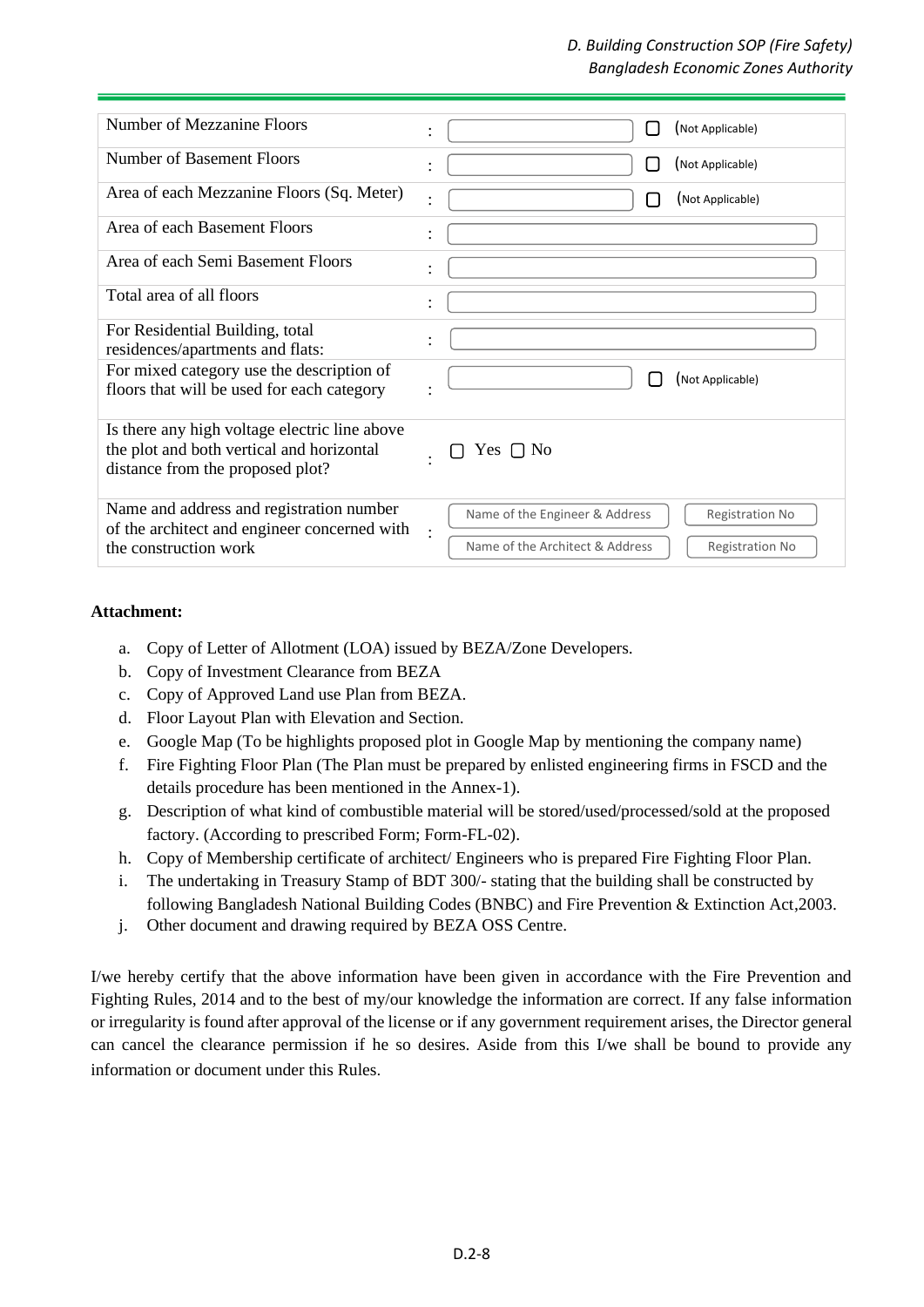| | | |
|---|---|---|
| Number of Mezzanine Floors | : | ☐ (Not Applicable) |
| Number of Basement Floors | : | ☐ (Not Applicable) |
| Area of each Mezzanine Floors (Sq. Meter) | : | ☐ (Not Applicable) |
| Area of each Basement Floors | : | |
| Area of each Semi Basement Floors | : | |
| Total area of all floors | : | |
| For Residential Building, total residences/apartments and flats: | : | |
| For mixed category use the description of floors that will be used for each category | : | ☐ (Not Applicable) |
| Is there any high voltage electric line above the plot and both vertical and horizontal distance from the proposed plot? | : | ☐ Yes ☐ No |
| Name and address and registration number of the architect and engineer concerned with the construction work | : | Name of the Engineer & Address / Registration No<br>Name of the Architect & Address / Registration No |

**Attachment:**

a. Copy of Letter of Allotment (LOA) issued by BEZA/Zone Developers.
b. Copy of Investment Clearance from BEZA
c. Copy of Approved Land use Plan from BEZA.
d. Floor Layout Plan with Elevation and Section.
e. Google Map (To be highlights proposed plot in Google Map by mentioning the company name)
f. Fire Fighting Floor Plan (The Plan must be prepared by enlisted engineering firms in FSCD and the details procedure has been mentioned in the Annex-1).
g. Description of what kind of combustible material will be stored/used/processed/sold at the proposed factory. (According to prescribed Form; Form-FL-02).
h. Copy of Membership certificate of architect/ Engineers who is prepared Fire Fighting Floor Plan.
i. The undertaking in Treasury Stamp of BDT 300/- stating that the building shall be constructed by following Bangladesh National Building Codes (BNBC) and Fire Prevention & Extinction Act,2003.
j. Other document and drawing required by BEZA OSS Centre.

I/we hereby certify that the above information have been given in accordance with the Fire Prevention and Fighting Rules, 2014 and to the best of my/our knowledge the information are correct. If any false information or irregularity is found after approval of the license or if any government requirement arises, the Director general can cancel the clearance permission if he so desires. Aside from this I/we shall be bound to provide any information or document under this Rules.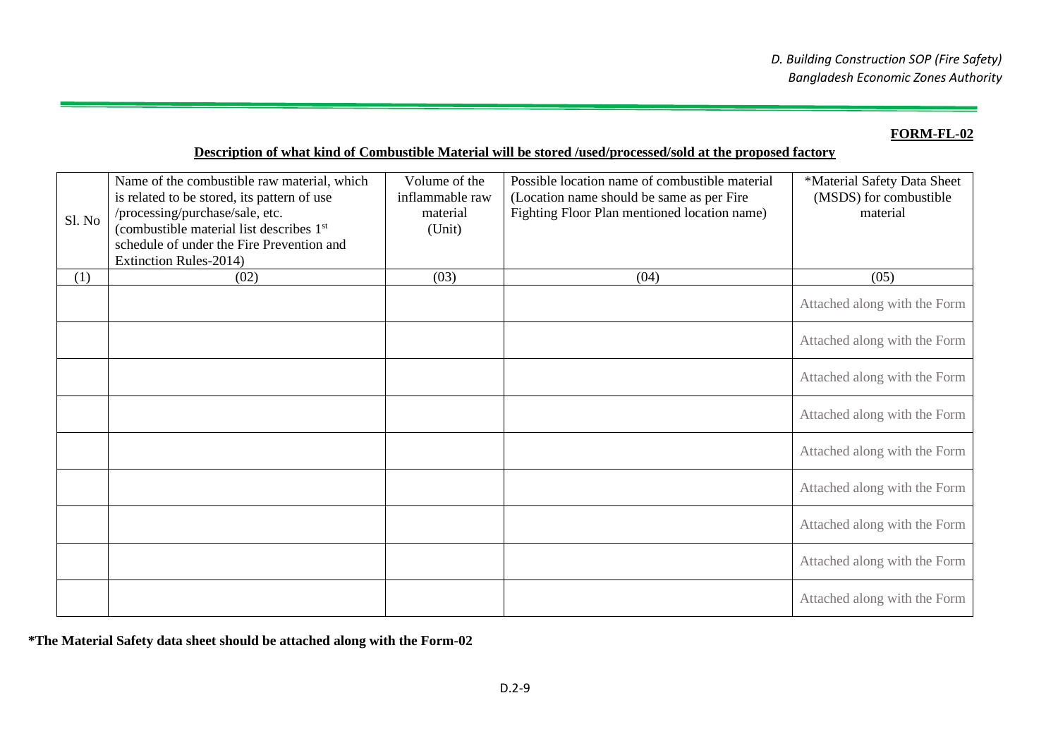**FORM-FL-02**

**Description of what kind of Combustible Material will be stored /used/processed/sold at the proposed factory**

| Sl. No | Name of the combustible raw material, which is related to be stored, its pattern of use /processing/purchase/sale, etc. (combustible material list describes 1st schedule of under the Fire Prevention and Extinction Rules-2014) | Volume of the inflammable raw material (Unit) | Possible location name of combustible material (Location name should be same as per Fire Fighting Floor Plan mentioned location name) | *Material Safety Data Sheet (MSDS) for combustible material |
|---|---|---|---|---|
| (1) | (02) | (03) | (04) | (05) |
| | | | | Attached along with the Form |
| | | | | Attached along with the Form |
| | | | | Attached along with the Form |
| | | | | Attached along with the Form |
| | | | | Attached along with the Form |
| | | | | Attached along with the Form |
| | | | | Attached along with the Form |
| | | | | Attached along with the Form |
| | | | | Attached along with the Form |

**\*The Material Safety data sheet should be attached along with the Form-02**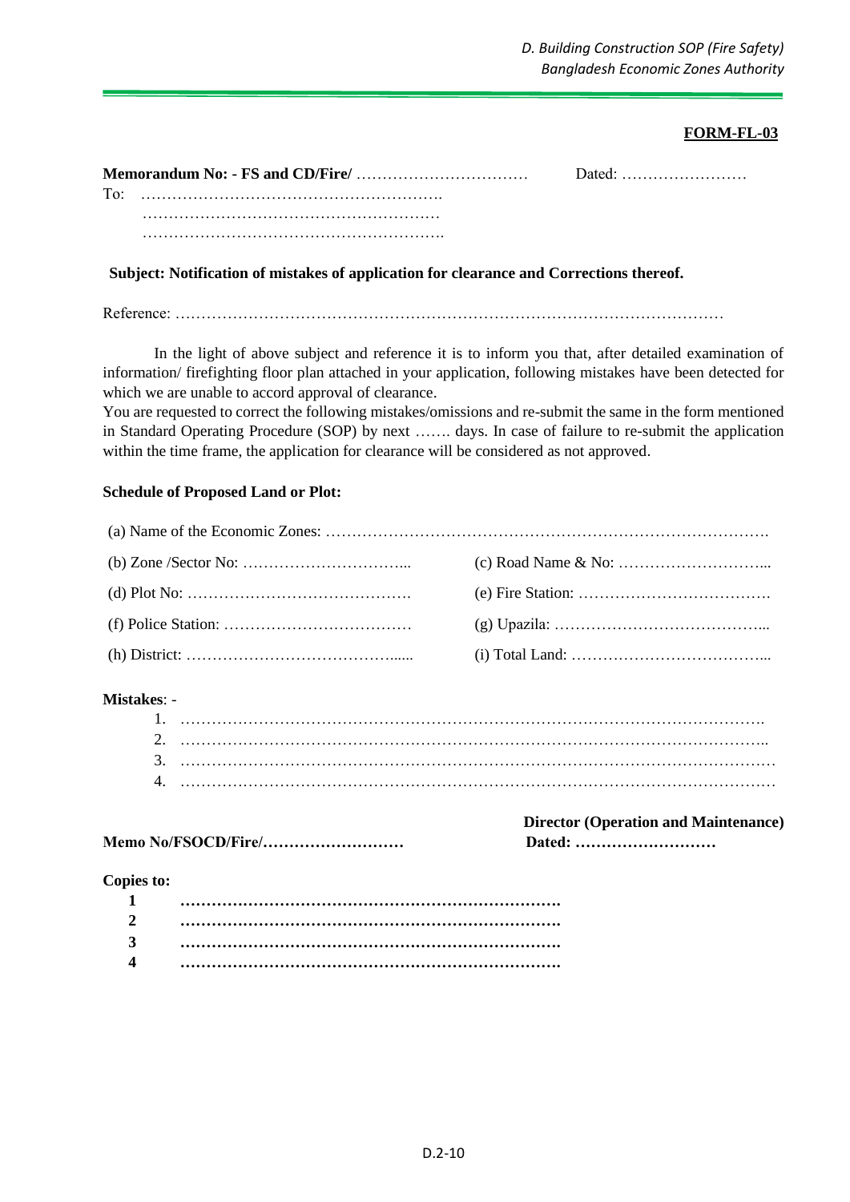**FORM-FL-03**

**Memorandum No: - FS and CD/Fire/** …………………………… Dated: ……………………

To: ………………………………………………….

…………………………………………………

………………………………………………….

**Subject: Notification of mistakes of application for clearance and Corrections thereof.**

Reference: ………………………………………………………………………………………

In the light of above subject and reference it is to inform you that, after detailed examination of information/ firefighting floor plan attached in your application, following mistakes have been detected for which we are unable to accord approval of clearance.

You are requested to correct the following mistakes/omissions and re-submit the same in the form mentioned in Standard Operating Procedure (SOP) by next ……. days. In case of failure to re-submit the application within the time frame, the application for clearance will be considered as not approved.

**Schedule of Proposed Land or Plot:**

(a) Name of the Economic Zones: ……………………………………………………………………….

(b) Zone /Sector No: …………………………...

(c) Road Name & No: ………………………...

(d) Plot No: …………………………………….

(e) Fire Station: ……………………………….

(f) Police Station: ………………………………

(g) Upazila: …………………………………...

(h) District: …………………………………......

(i) Total Land: ………………………………...

**Mistakes**: -

1. ………………………………………………………………………………………………….
2. …………………………………………………………………………………………………...
3. ……………………………………………………………………………………………………
4. ……………………………………………………………………………………………………

**Director (Operation and Maintenance)**

**Memo No/FSOCD/Fire/………………………**

**Dated: ………………………**

**Copies to:**

**1** **………………………………………………………………**

**2** **………………………………………………………………**

**3** **………………………………………………………………**

**4** **………………………………………………………………**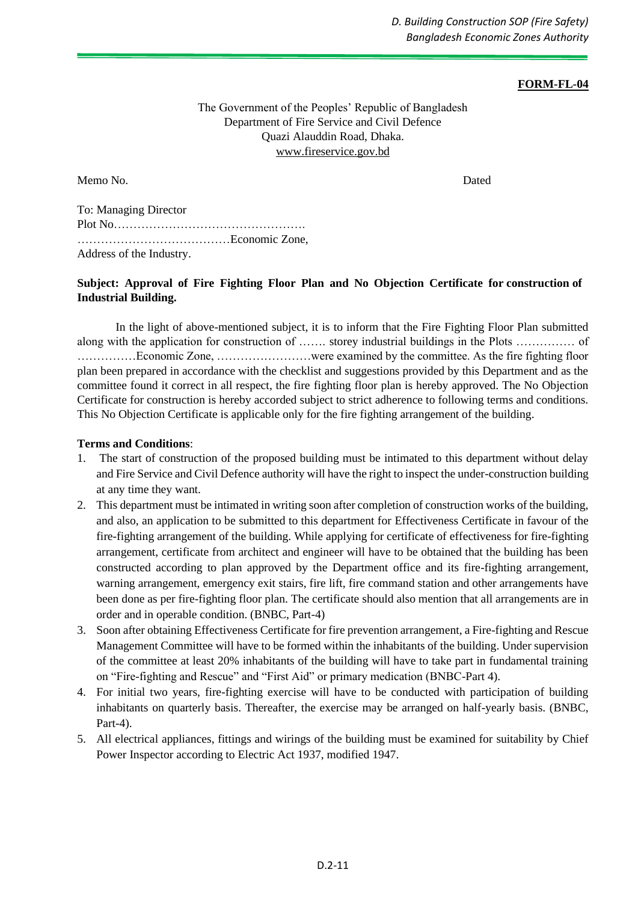**FORM-FL-04**

The Government of the Peoples' Republic of Bangladesh
Department of Fire Service and Civil Defence
Quazi Alauddin Road, Dhaka.
www.fireservice.gov.bd

Memo No. Dated

To: Managing Director
Plot No………………………………………….
…………………………………Economic Zone,
Address of the Industry.

**Subject: Approval of Fire Fighting Floor Plan and No Objection Certificate for construction of Industrial Building.**

In the light of above-mentioned subject, it is to inform that the Fire Fighting Floor Plan submitted along with the application for construction of ……. storey industrial buildings in the Plots …………… of ……………Economic Zone, ……………………were examined by the committee. As the fire fighting floor plan been prepared in accordance with the checklist and suggestions provided by this Department and as the committee found it correct in all respect, the fire fighting floor plan is hereby approved. The No Objection Certificate for construction is hereby accorded subject to strict adherence to following terms and conditions. This No Objection Certificate is applicable only for the fire fighting arrangement of the building.

**Terms and Conditions**:

1. The start of construction of the proposed building must be intimated to this department without delay and Fire Service and Civil Defence authority will have the right to inspect the under-construction building at any time they want.
2. This department must be intimated in writing soon after completion of construction works of the building, and also, an application to be submitted to this department for Effectiveness Certificate in favour of the fire-fighting arrangement of the building. While applying for certificate of effectiveness for fire-fighting arrangement, certificate from architect and engineer will have to be obtained that the building has been constructed according to plan approved by the Department office and its fire-fighting arrangement, warning arrangement, emergency exit stairs, fire lift, fire command station and other arrangements have been done as per fire-fighting floor plan. The certificate should also mention that all arrangements are in order and in operable condition. (BNBC, Part-4)
3. Soon after obtaining Effectiveness Certificate for fire prevention arrangement, a Fire-fighting and Rescue Management Committee will have to be formed within the inhabitants of the building. Under supervision of the committee at least 20% inhabitants of the building will have to take part in fundamental training on "Fire-fighting and Rescue" and "First Aid" or primary medication (BNBC-Part 4).
4. For initial two years, fire-fighting exercise will have to be conducted with participation of building inhabitants on quarterly basis. Thereafter, the exercise may be arranged on half-yearly basis. (BNBC, Part-4).
5. All electrical appliances, fittings and wirings of the building must be examined for suitability by Chief Power Inspector according to Electric Act 1937, modified 1947.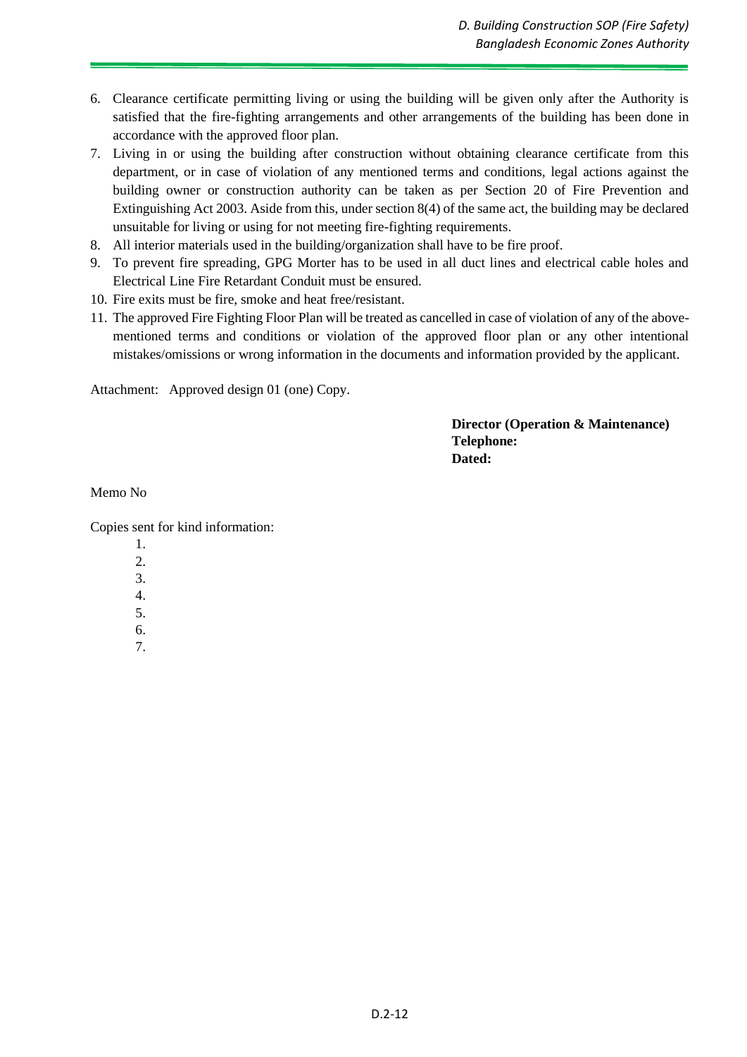6. Clearance certificate permitting living or using the building will be given only after the Authority is satisfied that the fire-fighting arrangements and other arrangements of the building has been done in accordance with the approved floor plan.
7. Living in or using the building after construction without obtaining clearance certificate from this department, or in case of violation of any mentioned terms and conditions, legal actions against the building owner or construction authority can be taken as per Section 20 of Fire Prevention and Extinguishing Act 2003. Aside from this, under section 8(4) of the same act, the building may be declared unsuitable for living or using for not meeting fire-fighting requirements.
8. All interior materials used in the building/organization shall have to be fire proof.
9. To prevent fire spreading, GPG Morter has to be used in all duct lines and electrical cable holes and Electrical Line Fire Retardant Conduit must be ensured.
10. Fire exits must be fire, smoke and heat free/resistant.
11. The approved Fire Fighting Floor Plan will be treated as cancelled in case of violation of any of the above-mentioned terms and conditions or violation of the approved floor plan or any other intentional mistakes/omissions or wrong information in the documents and information provided by the applicant.

Attachment: Approved design 01 (one) Copy.

**Director (Operation & Maintenance)**
**Telephone:**
**Dated:**

Memo No

Copies sent for kind information:

1.
2.
3.
4.
5.
6.
7.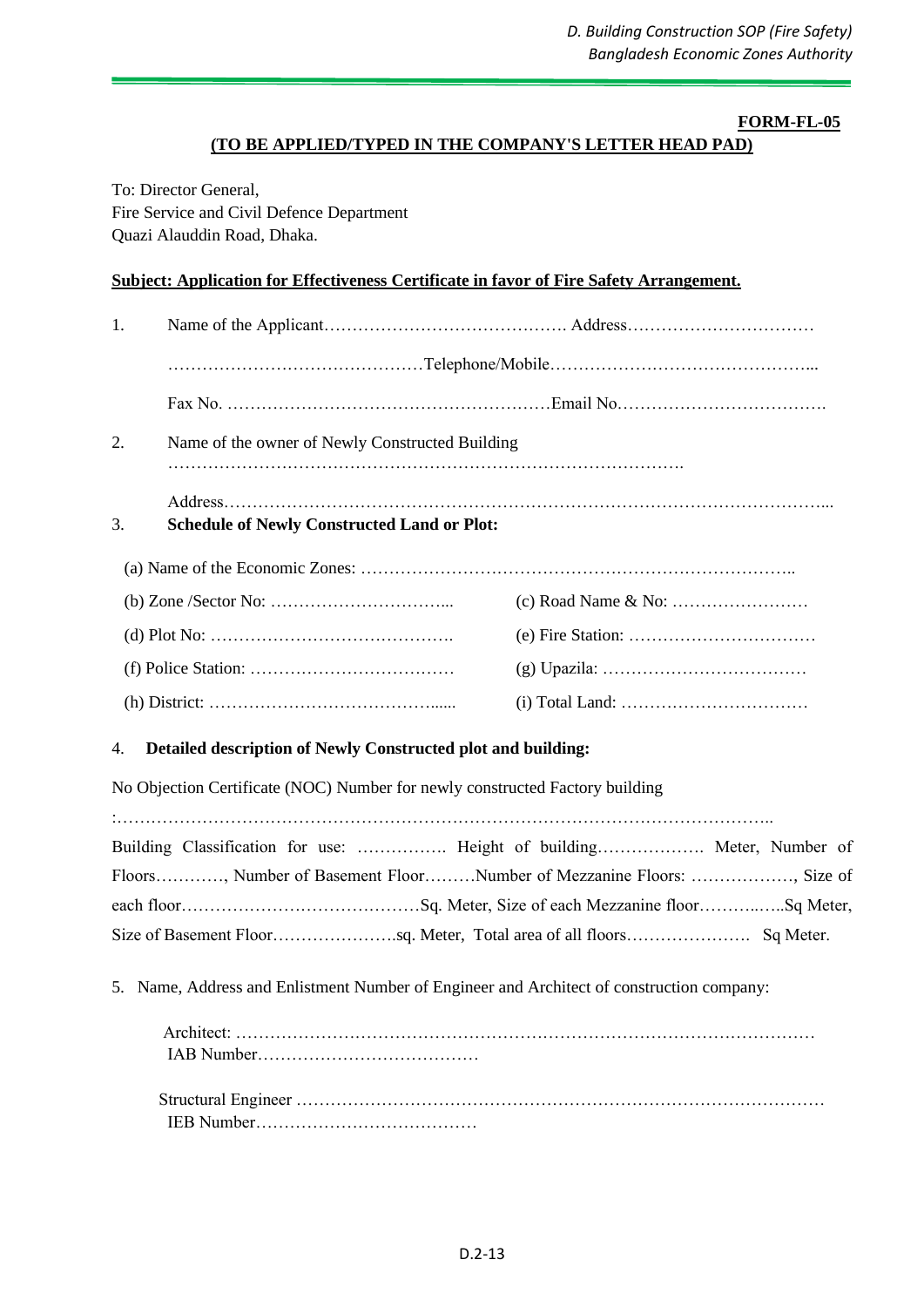**FORM-FL-05**

**(TO BE APPLIED/TYPED IN THE COMPANY'S LETTER HEAD PAD)**

To: Director General,
Fire Service and Civil Defence Department
Quazi Alauddin Road, Dhaka.

**Subject: Application for Effectiveness Certificate in favor of Fire Safety Arrangement.**

1. Name of the Applicant……………………………………. Address……………………………

   ………………………………………Telephone/Mobile………………………………………...

   Fax No. …………………………………………………Email No……………………………….

2. Name of the owner of Newly Constructed Building

   …………………………………………………………………………….

   Address…………………………………………………………………………………………...

3. **Schedule of Newly Constructed Land or Plot:**

(a) Name of the Economic Zones: …………………………………………………………………..

(b) Zone /Sector No: …………………………...

(c) Road Name & No: ……………………

(d) Plot No: …………………………………….

(e) Fire Station: ……………………………

(f) Police Station: ………………………………

(g) Upazila: ………………………………

(h) District: …………………………………......

(i) Total Land: ……………………………

4. **Detailed description of Newly Constructed plot and building:**

No Objection Certificate (NOC) Number for newly constructed Factory building

:…………………………………………………………………………………………………..

Building Classification for use: ……………. Height of building………………. Meter, Number of Floors…………, Number of Basement Floor………Number of Mezzanine Floors: ………………, Size of each floor……………………………………Sq. Meter, Size of each Mezzanine floor………..…..Sq Meter, Size of Basement Floor………………….sq. Meter, Total area of all floors…………………. Sq Meter.

5. Name, Address and Enlistment Number of Engineer and Architect of construction company:

   Architect: …………………………………………………………………………………………
   IAB Number…………………………………

   Structural Engineer ………………………………………………………………………………
   IEB Number…………………………………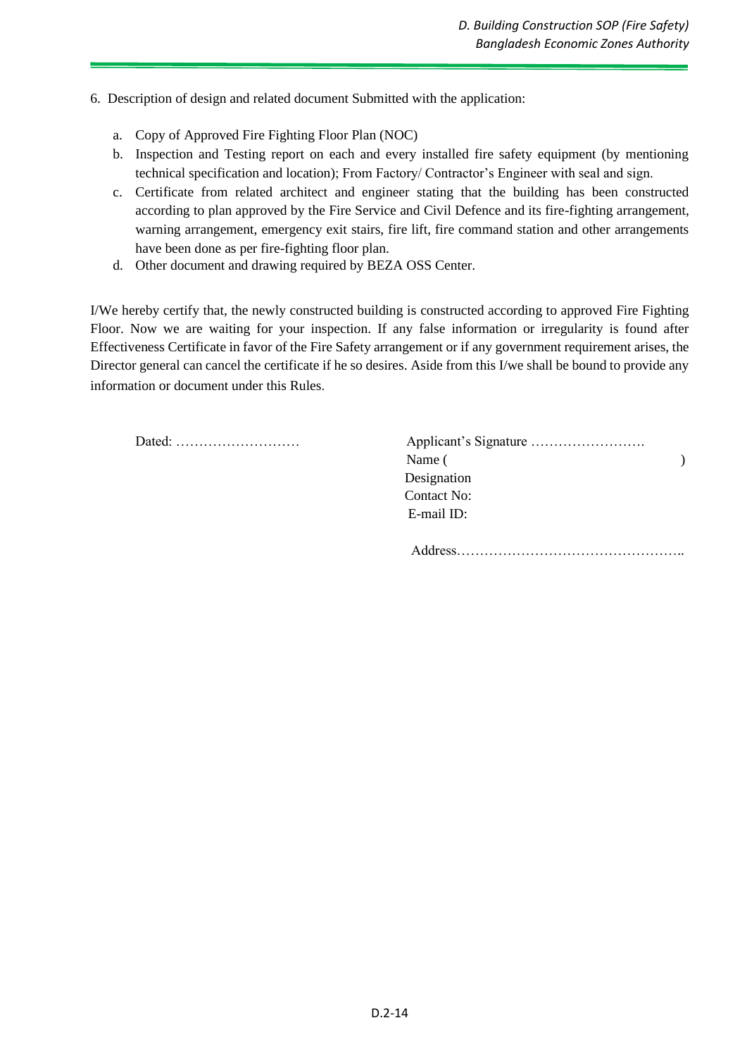6. Description of design and related document Submitted with the application:

   a. Copy of Approved Fire Fighting Floor Plan (NOC)
   b. Inspection and Testing report on each and every installed fire safety equipment (by mentioning technical specification and location); From Factory/ Contractor's Engineer with seal and sign.
   c. Certificate from related architect and engineer stating that the building has been constructed according to plan approved by the Fire Service and Civil Defence and its fire-fighting arrangement, warning arrangement, emergency exit stairs, fire lift, fire command station and other arrangements have been done as per fire-fighting floor plan.
   d. Other document and drawing required by BEZA OSS Center.

I/We hereby certify that, the newly constructed building is constructed according to approved Fire Fighting Floor. Now we are waiting for your inspection. If any false information or irregularity is found after Effectiveness Certificate in favor of the Fire Safety arrangement or if any government requirement arises, the Director general can cancel the certificate if he so desires. Aside from this I/we shall be bound to provide any information or document under this Rules.

Dated: ………………………

Applicant's Signature …………………….

Name ( )

Designation

Contact No:

E-mail ID:

Address…………………………………………..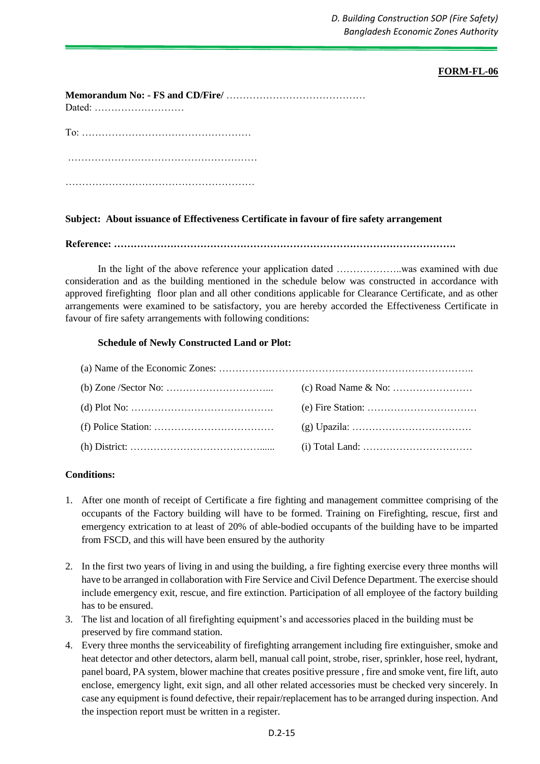**FORM-FL-06**

**Memorandum No: - FS and CD/Fire/** ……………………………………
Dated: ………………………

To: ……………………………………………

…………………………………………………

…………………………………………………

**Subject: About issuance of Effectiveness Certificate in favour of fire safety arrangement**

**Reference: ……………………………………………………………………………………….**

In the light of the above reference your application dated ………………..was examined with due consideration and as the building mentioned in the schedule below was constructed in accordance with approved firefighting floor plan and all other conditions applicable for Clearance Certificate, and as other arrangements were examined to be satisfactory, you are hereby accorded the Effectiveness Certificate in favour of fire safety arrangements with following conditions:

**Schedule of Newly Constructed Land or Plot:**

(a) Name of the Economic Zones: …………………………………………………………………..

| | |
|---|---|
| (b) Zone /Sector No: …………………………... | (c) Road Name & No: …………………… |
| (d) Plot No: ……………………………………. | (e) Fire Station: …………………………… |
| (f) Police Station: ……………………………… | (g) Upazila: ……………………………… |
| (h) District: …………………………………...... | (i) Total Land: …………………………… |

**Conditions:**

1. After one month of receipt of Certificate a fire fighting and management committee comprising of the occupants of the Factory building will have to be formed. Training on Firefighting, rescue, first and emergency extrication to at least of 20% of able-bodied occupants of the building have to be imparted from FSCD, and this will have been ensured by the authority
2. In the first two years of living in and using the building, a fire fighting exercise every three months will have to be arranged in collaboration with Fire Service and Civil Defence Department. The exercise should include emergency exit, rescue, and fire extinction. Participation of all employee of the factory building has to be ensured.
3. The list and location of all firefighting equipment's and accessories placed in the building must be preserved by fire command station.
4. Every three months the serviceability of firefighting arrangement including fire extinguisher, smoke and heat detector and other detectors, alarm bell, manual call point, strobe, riser, sprinkler, hose reel, hydrant, panel board, PA system, blower machine that creates positive pressure , fire and smoke vent, fire lift, auto enclose, emergency light, exit sign, and all other related accessories must be checked very sincerely. In case any equipment is found defective, their repair/replacement has to be arranged during inspection. And the inspection report must be written in a register.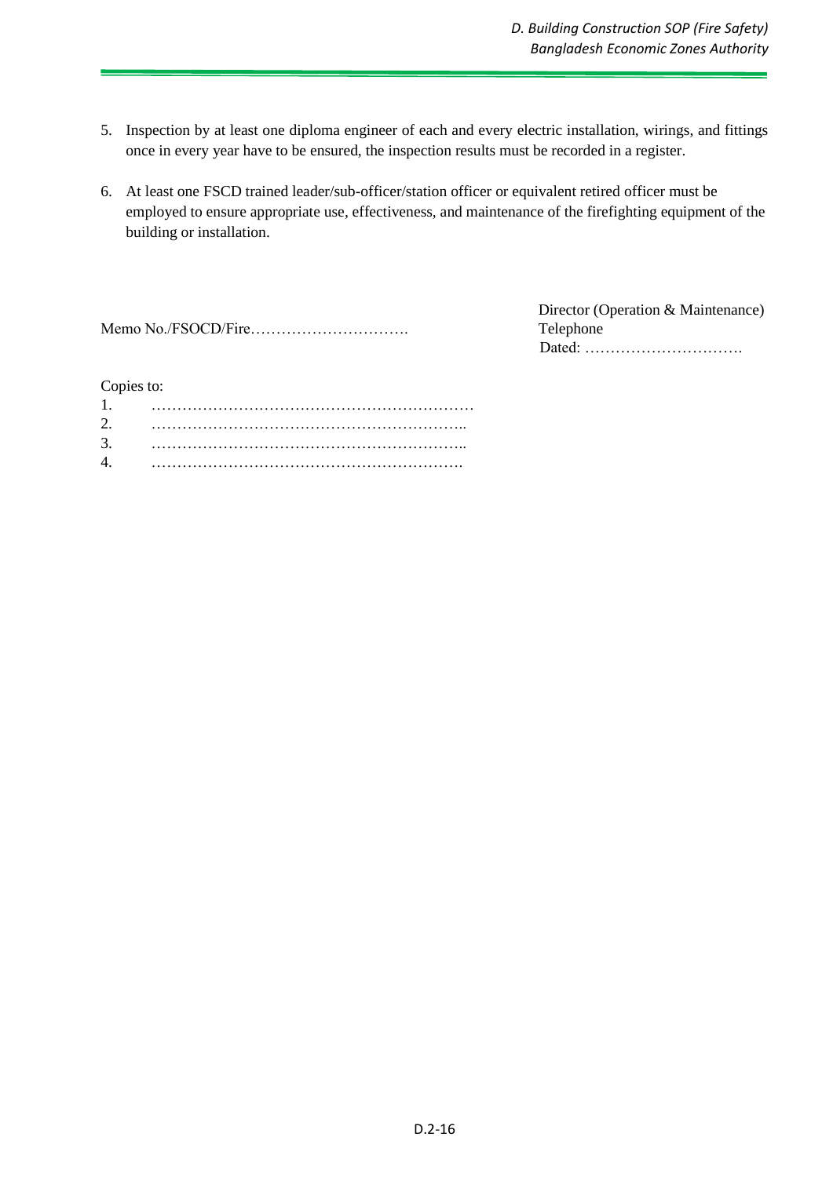5. Inspection by at least one diploma engineer of each and every electric installation, wirings, and fittings once in every year have to be ensured, the inspection results must be recorded in a register.

6. At least one FSCD trained leader/sub-officer/station officer or equivalent retired officer must be employed to ensure appropriate use, effectiveness, and maintenance of the firefighting equipment of the building or installation.

Director (Operation & Maintenance)
Telephone

Memo No./FSOCD/Fire…………………………. Dated: ………………………….

Copies to:

1. ………………………………………………………
2. ……………………………………………………..
3. ……………………………………………………..
4. …………………………………………………….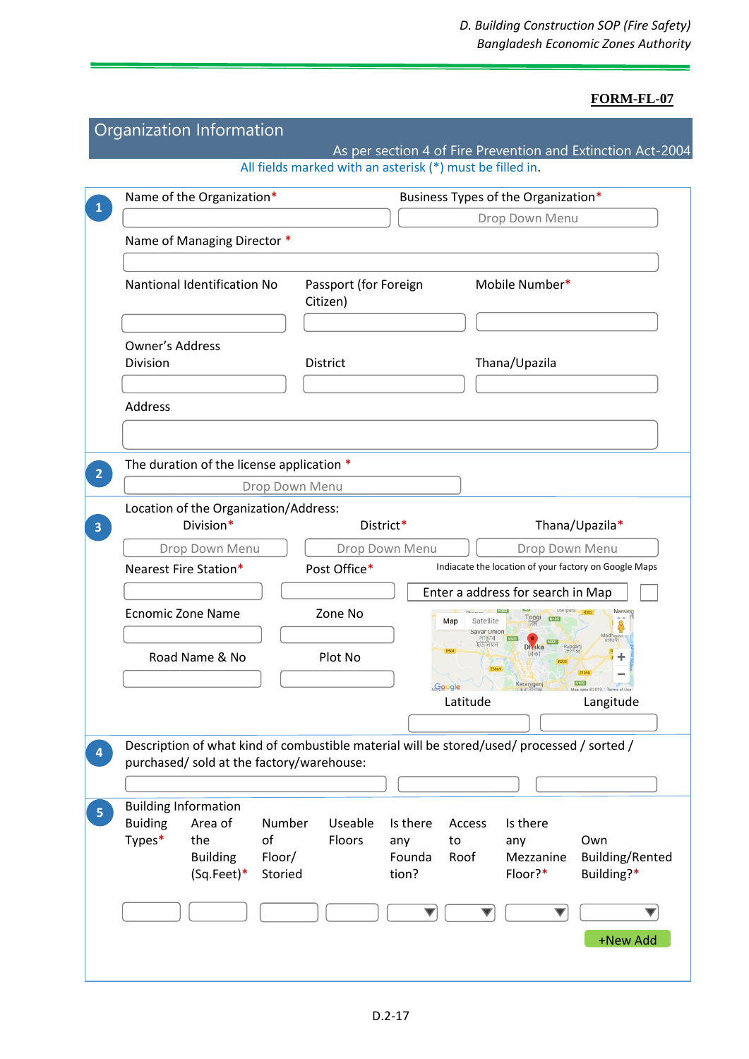**FORM-FL-07**

## Organization Information

As per section 4 of Fire Prevention and Extinction Act-2004

All fields marked with an asterisk (*) must be filled in.

**1**

Name of the Organization*

Business Types of the Organization*

Drop Down Menu

Name of Managing Director *

Nantional Identification No

Passport (for Foreign Citizen)

Mobile Number*

Owner's Address

Division

District

Thana/Upazila

Address

**2**

The duration of the license application *

Drop Down Menu

**3**

Location of the Organization/Address:

Division*

Drop Down Menu

District*

Drop Down Menu

Thana/Upazila*

Drop Down Menu

Nearest Fire Station*

Post Office*

Indiacate the location of your factory on Google Maps

Enter a address for search in Map

Ecnomic Zone Name

Zone No

Road Name & No

Plot No

Latitude

Langitude

**4**

Description of what kind of combustible material will be stored/used/ processed / sorted / purchased/ sold at the factory/warehouse:

**5**

Building Information

| Buiding Types* | Area of the Building (Sq.Feet)* | Number of Floor/ Storied | Useable Floors | Is there any Foundation? | Access to Roof | Is there any Mezzanine Floor?* | Own Building/Rented Building?* |
|---|---|---|---|---|---|---|---|
| | | | | | | | |

+New Add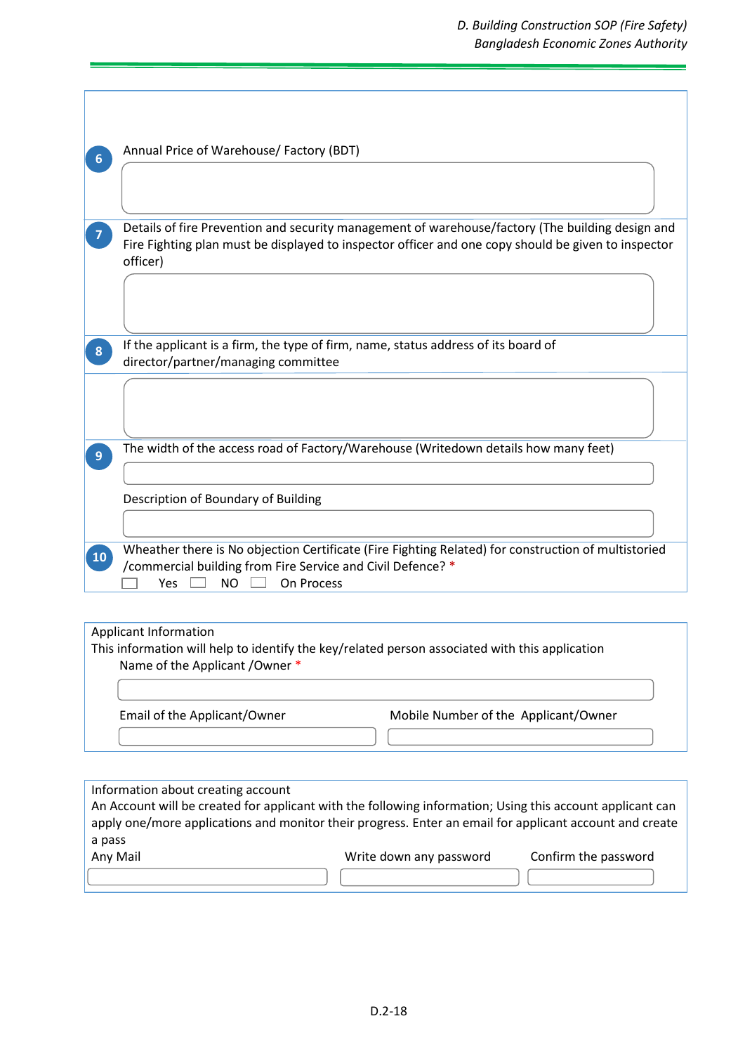6. Annual Price of Warehouse/ Factory (BDT)

7. Details of fire Prevention and security management of warehouse/factory (The building design and Fire Fighting plan must be displayed to inspector officer and one copy should be given to inspector officer)

8. If the applicant is a firm, the type of firm, name, status address of its board of director/partner/managing committee

9. The width of the access road of Factory/Warehouse (Writedown details how many feet)

   Description of Boundary of Building

10. Wheather there is No objection Certificate (Fire Fighting Related) for construction of multistoried /commercial building from Fire Service and Civil Defence? *

    ☐ Yes ☐ NO ☐ On Process

Applicant Information

This information will help to identify the key/related person associated with this application

Name of the Applicant /Owner *

Email of the Applicant/Owner

Mobile Number of the Applicant/Owner

Information about creating account

An Account will be created for applicant with the following information; Using this account applicant can apply one/more applications and monitor their progress. Enter an email for applicant account and create a pass

Any Mail

Write down any password

Confirm the password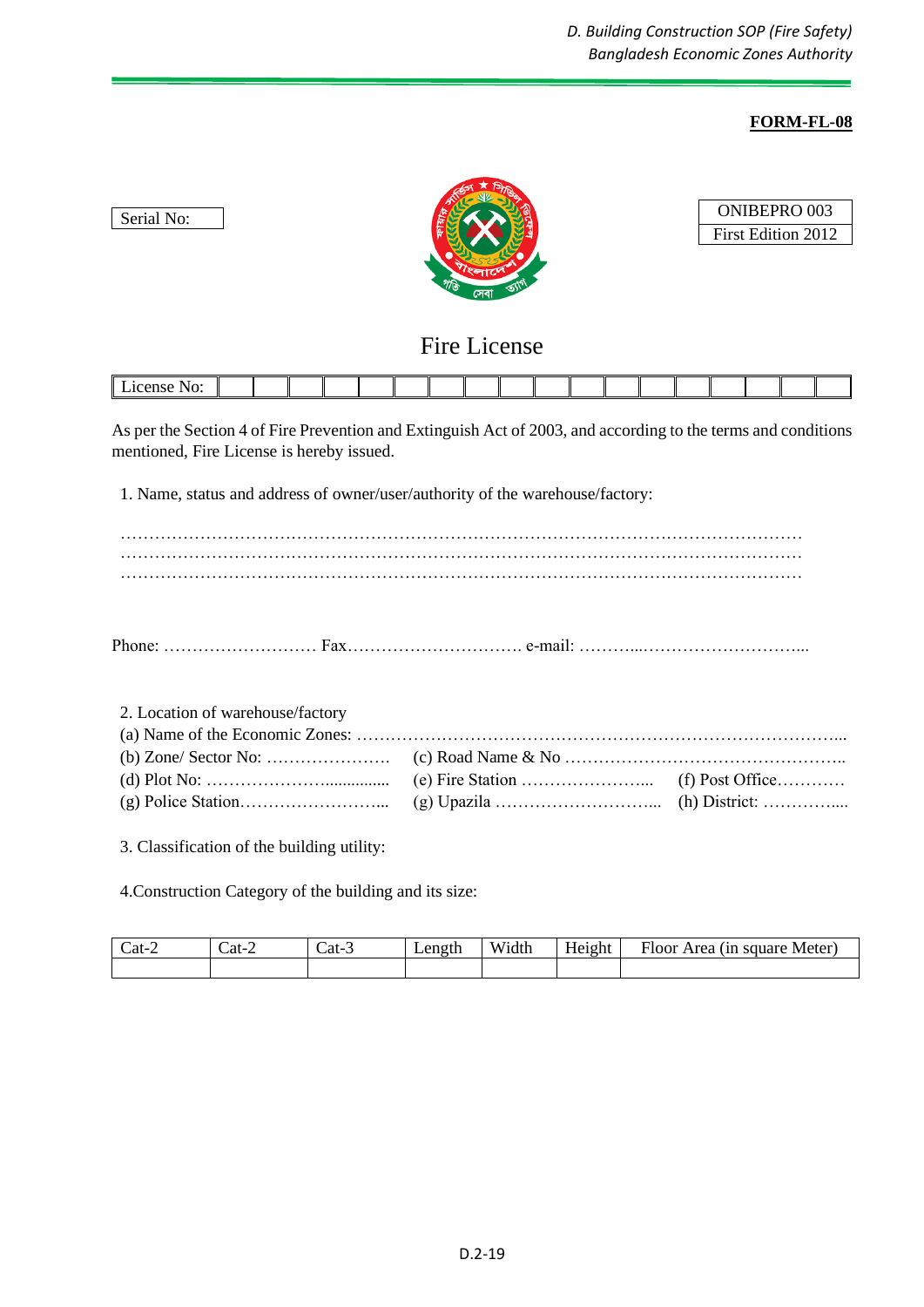**FORM-FL-08**

Serial No:

| ONIBEPRO 003 |
|---|
| First Edition 2012 |

# Fire License

| License No: | | | | | | | | | | | | | | | | | | |
|---|---|---|---|---|---|---|---|---|---|---|---|---|---|---|---|---|---|---|

As per the Section 4 of Fire Prevention and Extinguish Act of 2003, and according to the terms and conditions mentioned, Fire License is hereby issued.

1. Name, status and address of owner/user/authority of the warehouse/factory:

…………………………………………………………………………………………………………
…………………………………………………………………………………………………………
…………………………………………………………………………………………………………

Phone: ……………………… Fax…………………………. e-mail: ………...………………………...

2. Location of warehouse/factory

(a) Name of the Economic Zones: ……………………………………………………………………………...

(b) Zone/ Sector No: ………………… (c) Road Name & No …………………………………………..

(d) Plot No: ………………….............. (e) Fire Station …………………... (f) Post Office…………

(g) Police Station……………………... (g) Upazila ………………………... (h) District: …………....

3. Classification of the building utility:

4.Construction Category of the building and its size:

| Cat-2 | Cat-2 | Cat-3 | Length | Width | Height | Floor Area (in square Meter) |
|---|---|---|---|---|---|---|
| | | | | | | |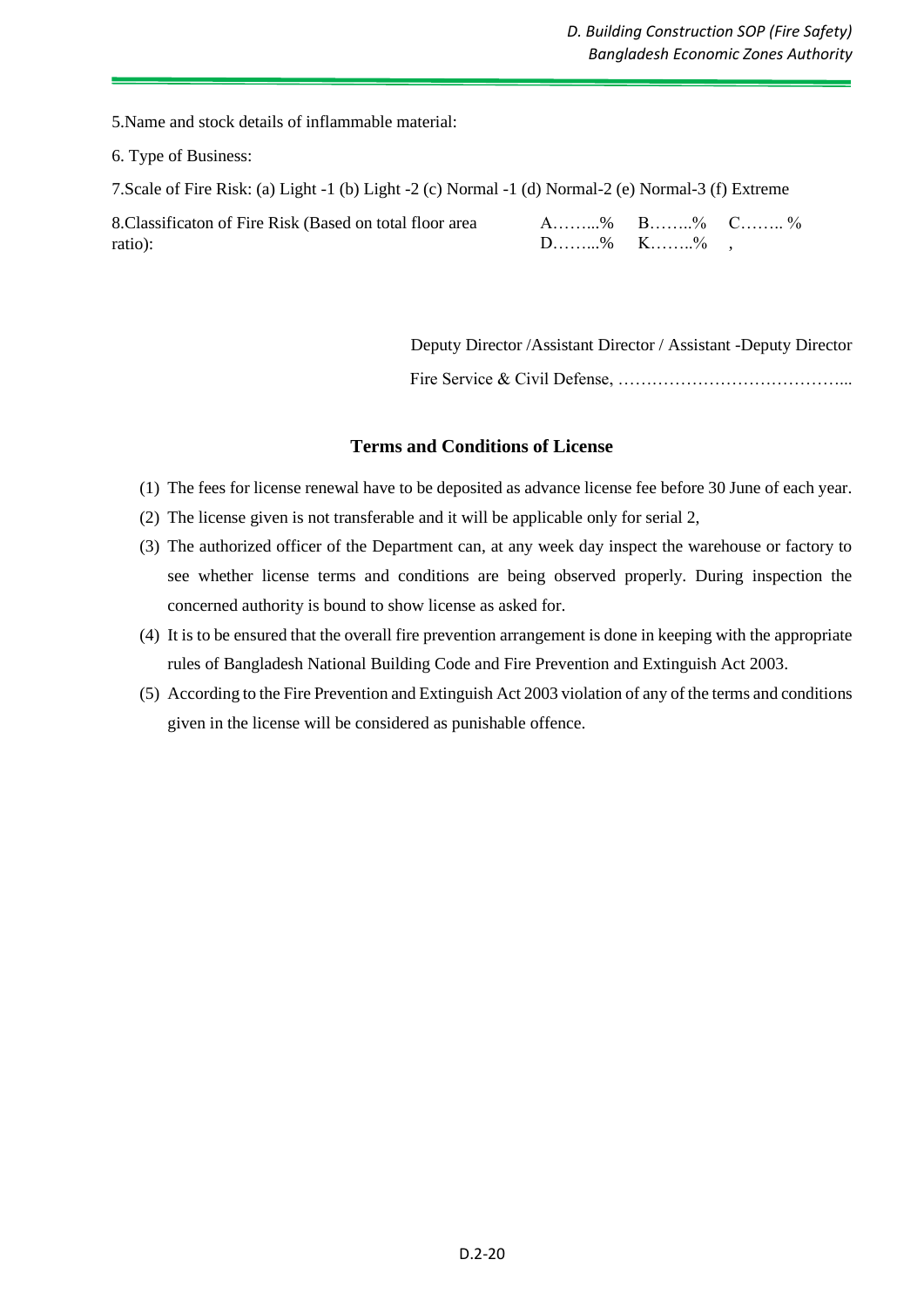5.Name and stock details of inflammable material:

6. Type of Business:

7.Scale of Fire Risk: (a) Light -1 (b) Light -2 (c) Normal -1 (d) Normal-2 (e) Normal-3 (f) Extreme

8.Classificaton of Fire Risk (Based on total floor area ratio): A……...% B……..% C…….. % D……...% K……..% ,

Deputy Director /Assistant Director / Assistant -Deputy Director

Fire Service & Civil Defense, …………………………………...

**Terms and Conditions of License**

(1) The fees for license renewal have to be deposited as advance license fee before 30 June of each year.

(2) The license given is not transferable and it will be applicable only for serial 2,

(3) The authorized officer of the Department can, at any week day inspect the warehouse or factory to see whether license terms and conditions are being observed properly. During inspection the concerned authority is bound to show license as asked for.

(4) It is to be ensured that the overall fire prevention arrangement is done in keeping with the appropriate rules of Bangladesh National Building Code and Fire Prevention and Extinguish Act 2003.

(5) According to the Fire Prevention and Extinguish Act 2003 violation of any of the terms and conditions given in the license will be considered as punishable offence.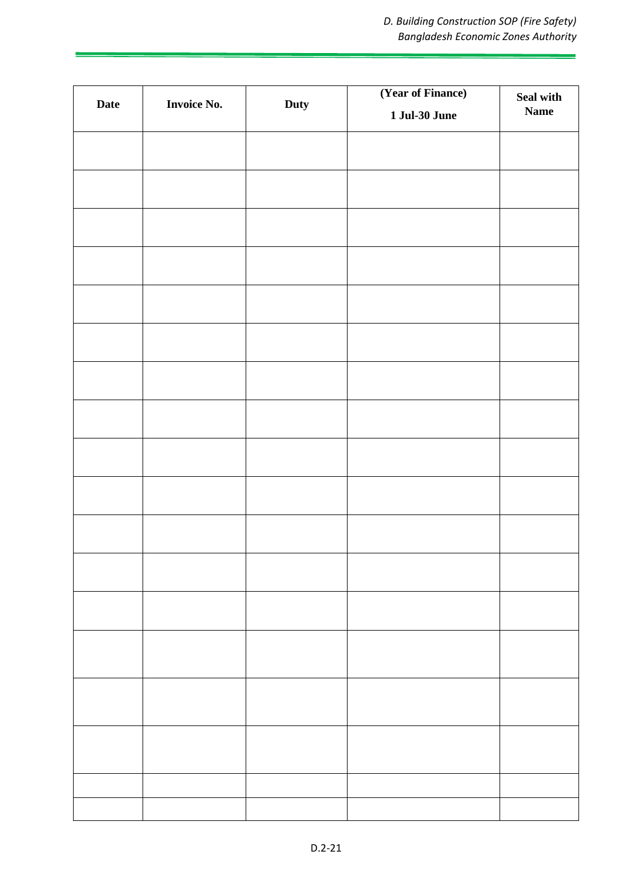| Date | Invoice No. | Duty | (Year of Finance) 1 Jul-30 June | Seal with Name |
|---|---|---|---|---|
| | | | | |
| | | | | |
| | | | | |
| | | | | |
| | | | | |
| | | | | |
| | | | | |
| | | | | |
| | | | | |
| | | | | |
| | | | | |
| | | | | |
| | | | | |
| | | | | |
| | | | | |
| | | | | |
| | | | | |
| | | | | |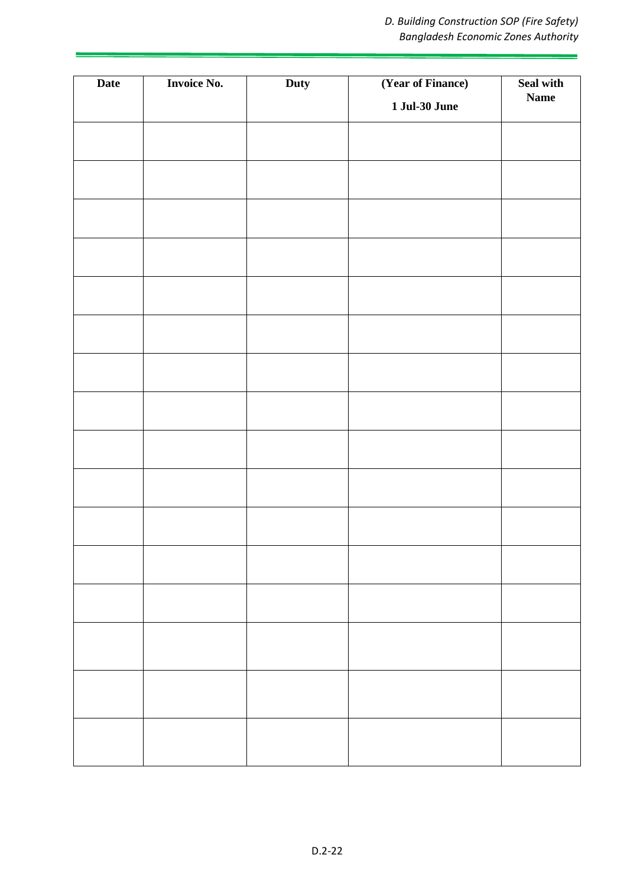| Date | Invoice No. | Duty | (Year of Finance)<br>1 Jul-30 June | Seal with Name |
|---|---|---|---|---|
| | | | | |
| | | | | |
| | | | | |
| | | | | |
| | | | | |
| | | | | |
| | | | | |
| | | | | |
| | | | | |
| | | | | |
| | | | | |
| | | | | |
| | | | | |
| | | | | |
| | | | | |
| | | | | |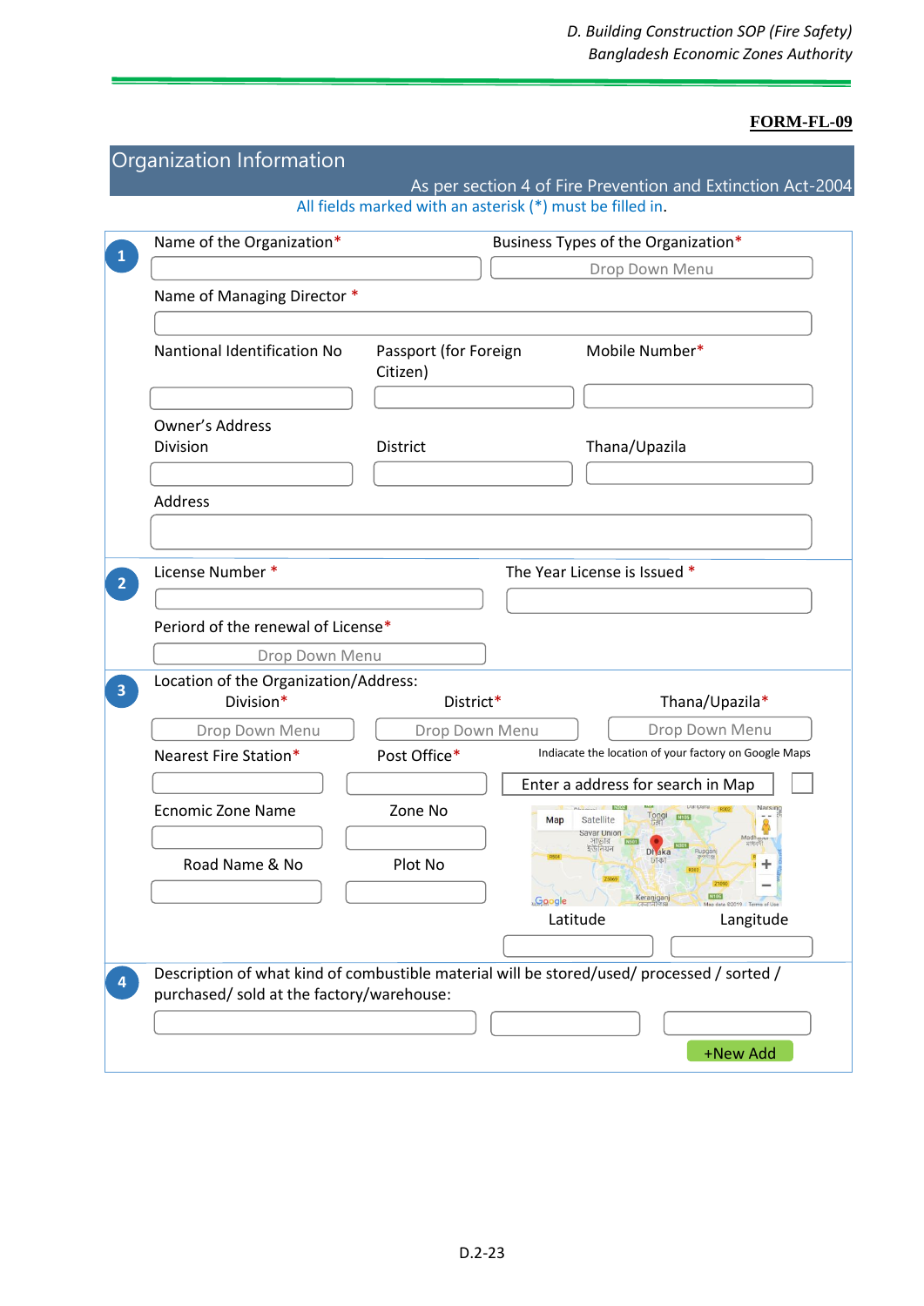**FORM-FL-09**

## Organization Information

As per section 4 of Fire Prevention and Extinction Act-2004

All fields marked with an asterisk (*) must be filled in.

**1**

Name of the Organization*

Business Types of the Organization*

Drop Down Menu

Name of Managing Director *

Nantional Identification No

Passport (for Foreign Citizen)

Mobile Number*

Owner's Address

Division

District

Thana/Upazila

Address

**2**

License Number *

The Year License is Issued *

Periord of the renewal of License*

Drop Down Menu

**3**

Location of the Organization/Address:

Division*

District*

Thana/Upazila*

Drop Down Menu

Drop Down Menu

Drop Down Menu

Nearest Fire Station*

Post Office*

Indiacate the location of your factory on Google Maps

Enter a address for search in Map

Ecnomic Zone Name

Zone No

Road Name & No

Plot No

Latitude

Langitude

**4**

Description of what kind of combustible material will be stored/used/ processed / sorted / purchased/ sold at the factory/warehouse:

+New Add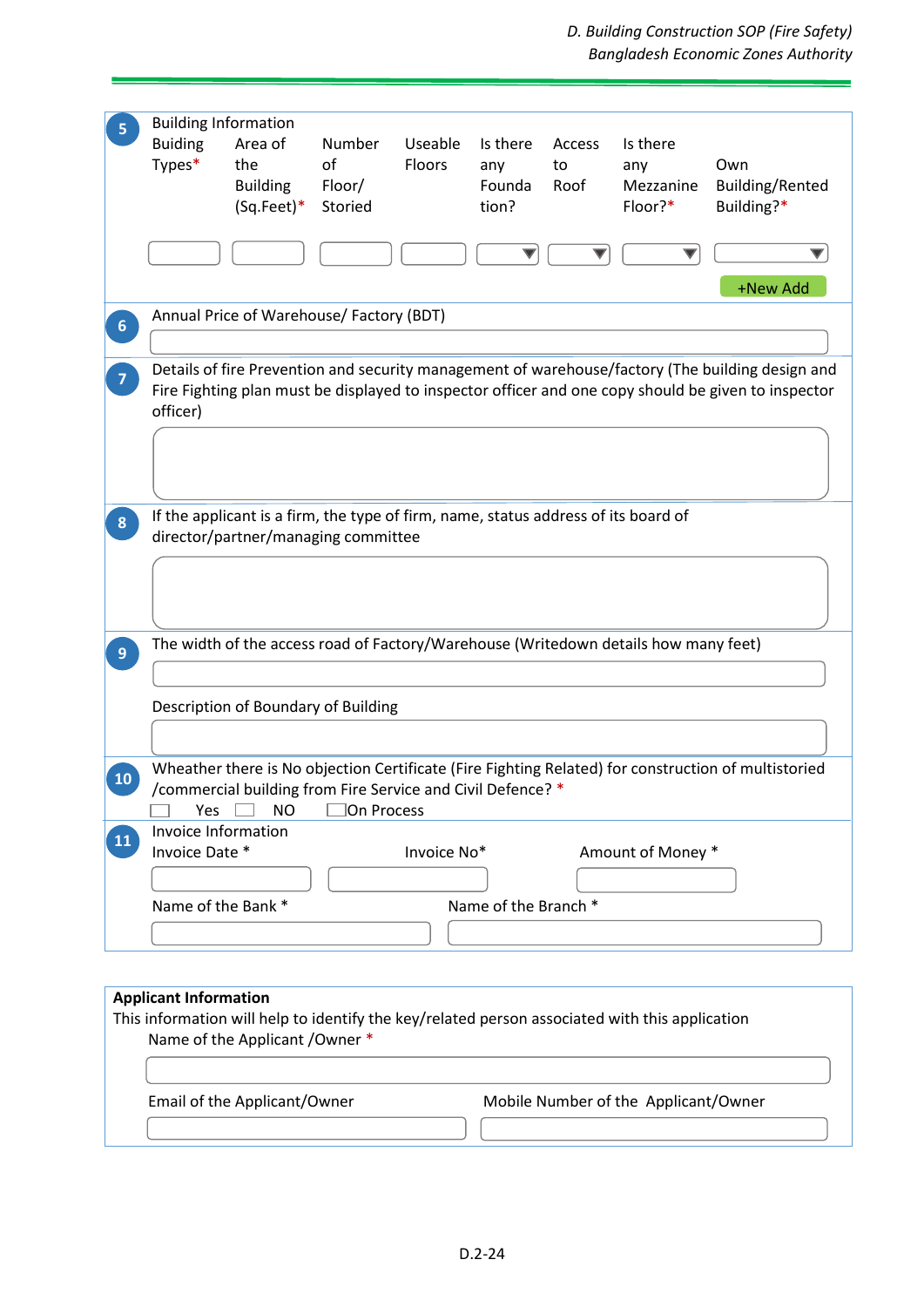**5** Building Information

| Buiding Types* | Area of the Building (Sq.Feet)* | Number of Floor/ Storied | Useable Floors | Is there any Foundation? | Access to Roof | Is there any Mezzanine Floor?* | Own Building/Rented Building?* |
|---|---|---|---|---|---|---|---|
| | | | | ▼ | ▼ | ▼ | ▼ |

+New Add

**6** Annual Price of Warehouse/ Factory (BDT)

**7** Details of fire Prevention and security management of warehouse/factory (The building design and Fire Fighting plan must be displayed to inspector officer and one copy should be given to inspector officer)

**8** If the applicant is a firm, the type of firm, name, status address of its board of director/partner/managing committee

**9** The width of the access road of Factory/Warehouse (Writedown details how many feet)

Description of Boundary of Building

**10** Wheather there is No objection Certificate (Fire Fighting Related) for construction of multistoried /commercial building from Fire Service and Civil Defence? *

☐ Yes ☐ NO ☐ On Process

**11** Invoice Information

Invoice Date * | Invoice No* | Amount of Money *

Name of the Bank * | Name of the Branch *

**Applicant Information**

This information will help to identify the key/related person associated with this application

Name of the Applicant /Owner *

Email of the Applicant/Owner | Mobile Number of the Applicant/Owner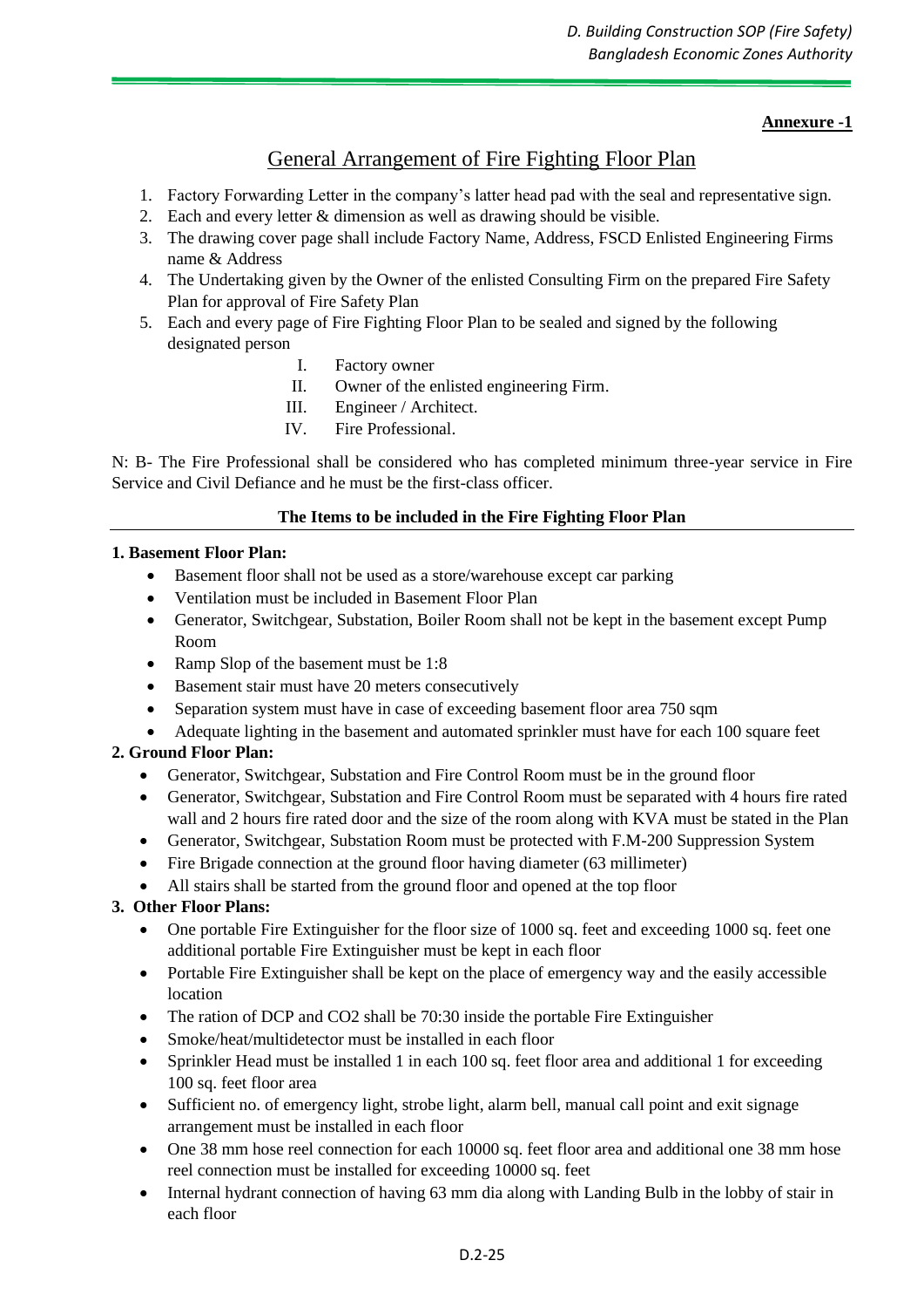**Annexure -1**

# General Arrangement of Fire Fighting Floor Plan

1. Factory Forwarding Letter in the company's latter head pad with the seal and representative sign.
2. Each and every letter & dimension as well as drawing should be visible.
3. The drawing cover page shall include Factory Name, Address, FSCD Enlisted Engineering Firms name & Address
4. The Undertaking given by the Owner of the enlisted Consulting Firm on the prepared Fire Safety Plan for approval of Fire Safety Plan
5. Each and every page of Fire Fighting Floor Plan to be sealed and signed by the following designated person
   - I. Factory owner
   - II. Owner of the enlisted engineering Firm.
   - III. Engineer / Architect.
   - IV. Fire Professional.

N: B- The Fire Professional shall be considered who has completed minimum three-year service in Fire Service and Civil Defiance and he must be the first-class officer.

**The Items to be included in the Fire Fighting Floor Plan**

**1. Basement Floor Plan:**

- Basement floor shall not be used as a store/warehouse except car parking
- Ventilation must be included in Basement Floor Plan
- Generator, Switchgear, Substation, Boiler Room shall not be kept in the basement except Pump Room
- Ramp Slop of the basement must be 1:8
- Basement stair must have 20 meters consecutively
- Separation system must have in case of exceeding basement floor area 750 sqm
- Adequate lighting in the basement and automated sprinkler must have for each 100 square feet

**2. Ground Floor Plan:**

- Generator, Switchgear, Substation and Fire Control Room must be in the ground floor
- Generator, Switchgear, Substation and Fire Control Room must be separated with 4 hours fire rated wall and 2 hours fire rated door and the size of the room along with KVA must be stated in the Plan
- Generator, Switchgear, Substation Room must be protected with F.M-200 Suppression System
- Fire Brigade connection at the ground floor having diameter (63 millimeter)
- All stairs shall be started from the ground floor and opened at the top floor

**3. Other Floor Plans:**

- One portable Fire Extinguisher for the floor size of 1000 sq. feet and exceeding 1000 sq. feet one additional portable Fire Extinguisher must be kept in each floor
- Portable Fire Extinguisher shall be kept on the place of emergency way and the easily accessible location
- The ration of DCP and CO2 shall be 70:30 inside the portable Fire Extinguisher
- Smoke/heat/multidetector must be installed in each floor
- Sprinkler Head must be installed 1 in each 100 sq. feet floor area and additional 1 for exceeding 100 sq. feet floor area
- Sufficient no. of emergency light, strobe light, alarm bell, manual call point and exit signage arrangement must be installed in each floor
- One 38 mm hose reel connection for each 10000 sq. feet floor area and additional one 38 mm hose reel connection must be installed for exceeding 10000 sq. feet
- Internal hydrant connection of having 63 mm dia along with Landing Bulb in the lobby of stair in each floor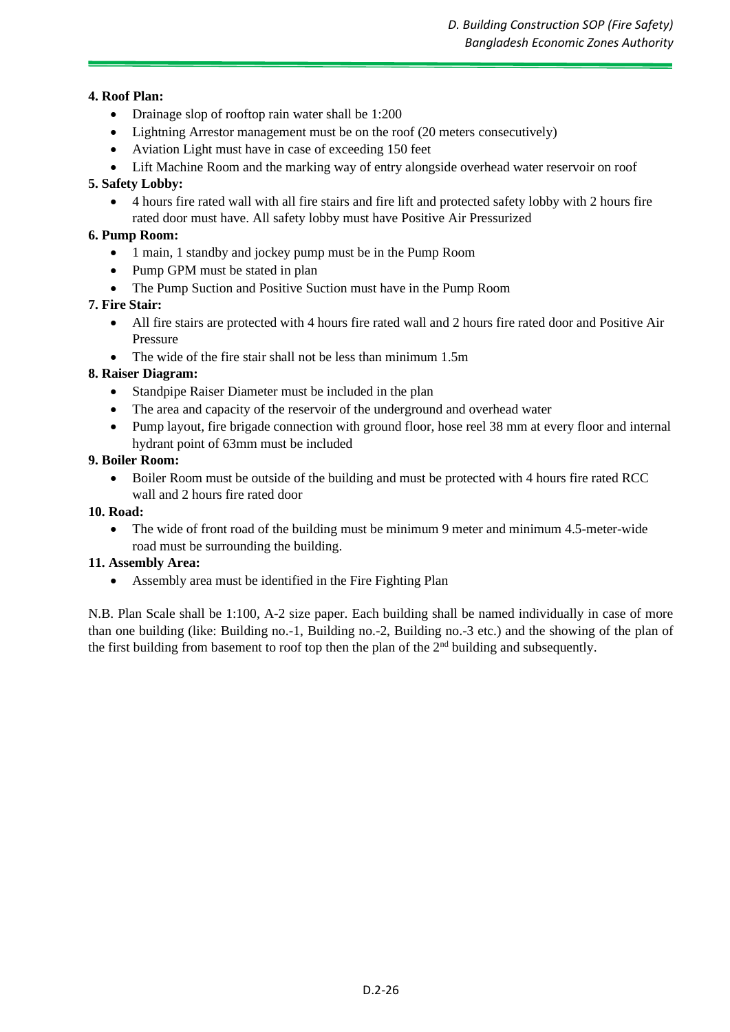**4. Roof Plan:**

- Drainage slop of rooftop rain water shall be 1:200
- Lightning Arrestor management must be on the roof (20 meters consecutively)
- Aviation Light must have in case of exceeding 150 feet
- Lift Machine Room and the marking way of entry alongside overhead water reservoir on roof

**5. Safety Lobby:**

- 4 hours fire rated wall with all fire stairs and fire lift and protected safety lobby with 2 hours fire rated door must have. All safety lobby must have Positive Air Pressurized

**6. Pump Room:**

- 1 main, 1 standby and jockey pump must be in the Pump Room
- Pump GPM must be stated in plan
- The Pump Suction and Positive Suction must have in the Pump Room

**7. Fire Stair:**

- All fire stairs are protected with 4 hours fire rated wall and 2 hours fire rated door and Positive Air Pressure
- The wide of the fire stair shall not be less than minimum 1.5m

**8. Raiser Diagram:**

- Standpipe Raiser Diameter must be included in the plan
- The area and capacity of the reservoir of the underground and overhead water
- Pump layout, fire brigade connection with ground floor, hose reel 38 mm at every floor and internal hydrant point of 63mm must be included

**9. Boiler Room:**

- Boiler Room must be outside of the building and must be protected with 4 hours fire rated RCC wall and 2 hours fire rated door

**10. Road:**

- The wide of front road of the building must be minimum 9 meter and minimum 4.5-meter-wide road must be surrounding the building.

**11. Assembly Area:**

- Assembly area must be identified in the Fire Fighting Plan

N.B. Plan Scale shall be 1:100, A-2 size paper. Each building shall be named individually in case of more than one building (like: Building no.-1, Building no.-2, Building no.-3 etc.) and the showing of the plan of the first building from basement to roof top then the plan of the 2nd building and subsequently.